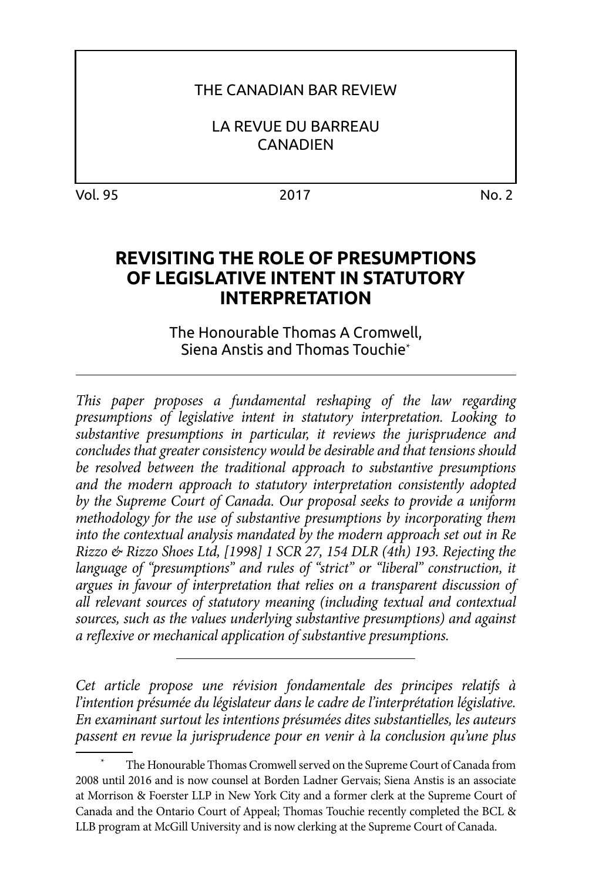THE CANADIAN BAR REVIEW

LA REVUE DU BARREAU CANADIEN

Vol. 95 | 2017 | No. 2

# REVISITING THE ROLE OF PRESUMPTIONS OF LEGISLATIVE INTENT IN STATUTORY INTERPRETATION

The Honourable Thomas A Cromwell, Siena Anstis and Thomas Touchie*

---

*This paper proposes a fundamental reshaping of the law regarding presumptions of legislative intent in statutory interpretation. Looking to substantive presumptions in particular, it reviews the jurisprudence and concludes that greater consistency would be desirable and that tensions should be resolved between the traditional approach to substantive presumptions and the modern approach to statutory interpretation consistently adopted by the Supreme Court of Canada. Our proposal seeks to provide a uniform methodology for the use of substantive presumptions by incorporating them into the contextual analysis mandated by the modern approach set out in Re Rizzo & Rizzo Shoes Ltd, [1998] 1 SCR 27, 154 DLR (4th) 193. Rejecting the language of "presumptions" and rules of "strict" or "liberal" construction, it argues in favour of interpretation that relies on a transparent discussion of all relevant sources of statutory meaning (including textual and contextual sources, such as the values underlying substantive presumptions) and against a reflexive or mechanical application of substantive presumptions.*

---

*Cet article propose une révision fondamentale des principes relatifs à l'intention présumée du législateur dans le cadre de l'interprétation législative. En examinant surtout les intentions présumées dites substantielles, les auteurs passent en revue la jurisprudence pour en venir à la conclusion qu'une plus*

---

\* The Honourable Thomas Cromwell served on the Supreme Court of Canada from 2008 until 2016 and is now counsel at Borden Ladner Gervais; Siena Anstis is an associate at Morrison & Foerster LLP in New York City and a former clerk at the Supreme Court of Canada and the Ontario Court of Appeal; Thomas Touchie recently completed the BCL & LLB program at McGill University and is now clerking at the Supreme Court of Canada.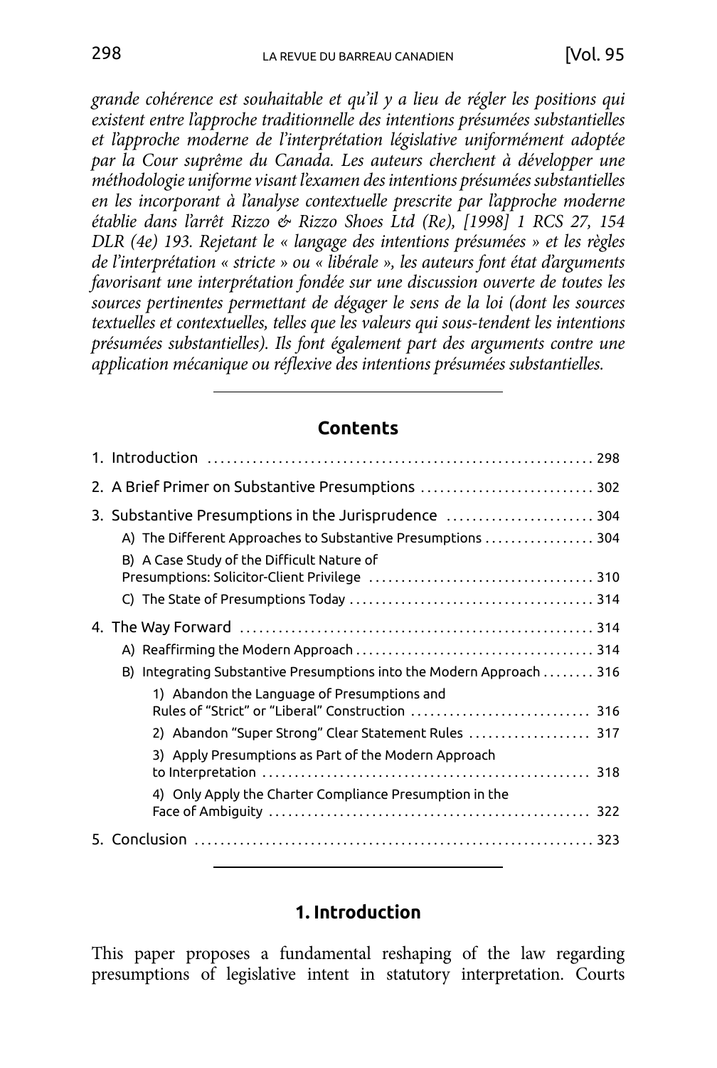*grande cohérence est souhaitable et qu'il y a lieu de régler les positions qui existent entre l'approche traditionnelle des intentions présumées substantielles et l'approche moderne de l'interprétation législative uniformément adoptée par la Cour suprême du Canada. Les auteurs cherchent à développer une méthodologie uniforme visant l'examen des intentions présumées substantielles en les incorporant à l'analyse contextuelle prescrite par l'approche moderne établie dans l'arrêt Rizzo & Rizzo Shoes Ltd (Re), [1998] 1 RCS 27, 154 DLR (4e) 193. Rejetant le « langage des intentions présumées » et les règles de l'interprétation « stricte » ou « libérale », les auteurs font état d'arguments favorisant une interprétation fondée sur une discussion ouverte de toutes les sources pertinentes permettant de dégager le sens de la loi (dont les sources textuelles et contextuelles, telles que les valeurs qui sous-tendent les intentions présumées substantielles). Ils font également part des arguments contre une application mécanique ou réflexive des intentions présumées substantielles.*

---

## Contents

1. Introduction ... 298
2. A Brief Primer on Substantive Presumptions ... 302
3. Substantive Presumptions in the Jurisprudence ... 304
   - A) The Different Approaches to Substantive Presumptions ... 304
   - B) A Case Study of the Difficult Nature of Presumptions: Solicitor-Client Privilege ... 310
   - C) The State of Presumptions Today ... 314
4. The Way Forward ... 314
   - A) Reaffirming the Modern Approach ... 314
   - B) Integrating Substantive Presumptions into the Modern Approach ... 316
     1) Abandon the Language of Presumptions and Rules of "Strict" or "Liberal" Construction ... 316
     2) Abandon "Super Strong" Clear Statement Rules ... 317
     3) Apply Presumptions as Part of the Modern Approach to Interpretation ... 318
     4) Only Apply the Charter Compliance Presumption in the Face of Ambiguity ... 322
5. Conclusion ... 323

---

## 1. Introduction

This paper proposes a fundamental reshaping of the law regarding presumptions of legislative intent in statutory interpretation. Courts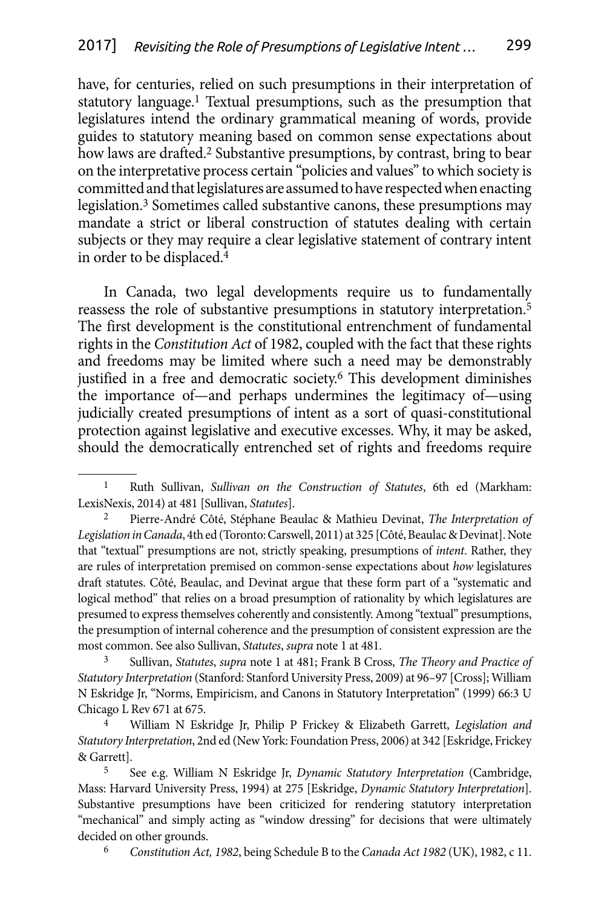have, for centuries, relied on such presumptions in their interpretation of statutory language.[1] Textual presumptions, such as the presumption that legislatures intend the ordinary grammatical meaning of words, provide guides to statutory meaning based on common sense expectations about how laws are drafted.[2] Substantive presumptions, by contrast, bring to bear on the interpretative process certain "policies and values" to which society is committed and that legislatures are assumed to have respected when enacting legislation.[3] Sometimes called substantive canons, these presumptions may mandate a strict or liberal construction of statutes dealing with certain subjects or they may require a clear legislative statement of contrary intent in order to be displaced.[4]

In Canada, two legal developments require us to fundamentally reassess the role of substantive presumptions in statutory interpretation.[5] The first development is the constitutional entrenchment of fundamental rights in the *Constitution Act* of 1982, coupled with the fact that these rights and freedoms may be limited where such a need may be demonstrably justified in a free and democratic society.[6] This development diminishes the importance of—and perhaps undermines the legitimacy of—using judicially created presumptions of intent as a sort of quasi-constitutional protection against legislative and executive excesses. Why, it may be asked, should the democratically entrenched set of rights and freedoms require

---

1 Ruth Sullivan, *Sullivan on the Construction of Statutes*, 6th ed (Markham: LexisNexis, 2014) at 481 [Sullivan, *Statutes*].

2 Pierre-André Côté, Stéphane Beaulac & Mathieu Devinat, *The Interpretation of Legislation in Canada*, 4th ed (Toronto: Carswell, 2011) at 325 [Côté, Beaulac & Devinat]. Note that "textual" presumptions are not, strictly speaking, presumptions of *intent*. Rather, they are rules of interpretation premised on common-sense expectations about *how* legislatures draft statutes. Côté, Beaulac, and Devinat argue that these form part of a "systematic and logical method" that relies on a broad presumption of rationality by which legislatures are presumed to express themselves coherently and consistently. Among "textual" presumptions, the presumption of internal coherence and the presumption of consistent expression are the most common. See also Sullivan, *Statutes*, *supra* note 1 at 481.

3 Sullivan, *Statutes*, *supra* note 1 at 481; Frank B Cross, *The Theory and Practice of Statutory Interpretation* (Stanford: Stanford University Press, 2009) at 96–97 [Cross]; William N Eskridge Jr, "Norms, Empiricism, and Canons in Statutory Interpretation" (1999) 66:3 U Chicago L Rev 671 at 675.

4 William N Eskridge Jr, Philip P Frickey & Elizabeth Garrett, *Legislation and Statutory Interpretation*, 2nd ed (New York: Foundation Press, 2006) at 342 [Eskridge, Frickey & Garrett].

5 See e.g. William N Eskridge Jr, *Dynamic Statutory Interpretation* (Cambridge, Mass: Harvard University Press, 1994) at 275 [Eskridge, *Dynamic Statutory Interpretation*]. Substantive presumptions have been criticized for rendering statutory interpretation "mechanical" and simply acting as "window dressing" for decisions that were ultimately decided on other grounds.

6 *Constitution Act, 1982*, being Schedule B to the *Canada Act 1982* (UK), 1982, c 11.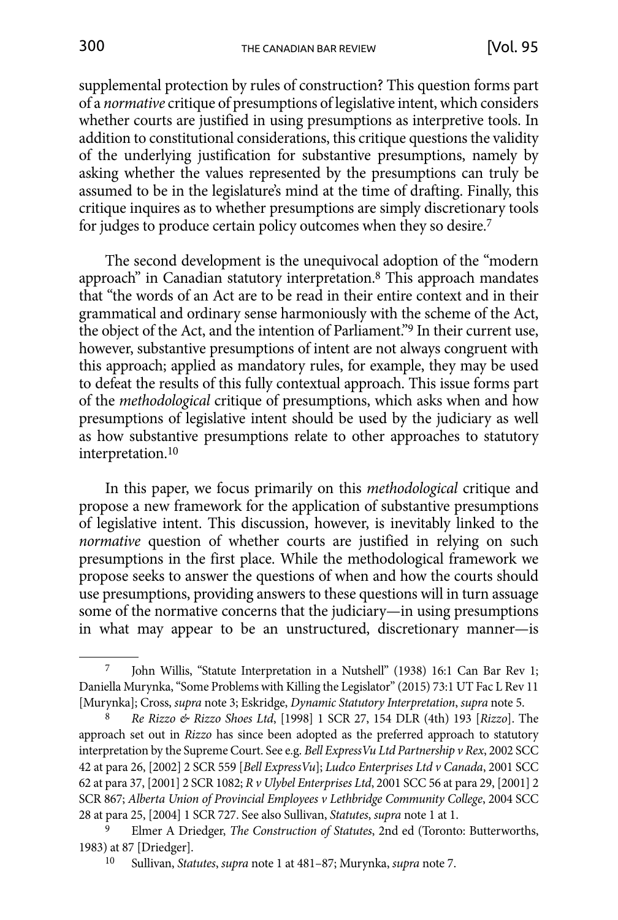supplemental protection by rules of construction? This question forms part of a *normative* critique of presumptions of legislative intent, which considers whether courts are justified in using presumptions as interpretive tools. In addition to constitutional considerations, this critique questions the validity of the underlying justification for substantive presumptions, namely by asking whether the values represented by the presumptions can truly be assumed to be in the legislature's mind at the time of drafting. Finally, this critique inquires as to whether presumptions are simply discretionary tools for judges to produce certain policy outcomes when they so desire.[7]

The second development is the unequivocal adoption of the "modern approach" in Canadian statutory interpretation.[8] This approach mandates that "the words of an Act are to be read in their entire context and in their grammatical and ordinary sense harmoniously with the scheme of the Act, the object of the Act, and the intention of Parliament."[9] In their current use, however, substantive presumptions of intent are not always congruent with this approach; applied as mandatory rules, for example, they may be used to defeat the results of this fully contextual approach. This issue forms part of the *methodological* critique of presumptions, which asks when and how presumptions of legislative intent should be used by the judiciary as well as how substantive presumptions relate to other approaches to statutory interpretation.[10]

In this paper, we focus primarily on this *methodological* critique and propose a new framework for the application of substantive presumptions of legislative intent. This discussion, however, is inevitably linked to the *normative* question of whether courts are justified in relying on such presumptions in the first place. While the methodological framework we propose seeks to answer the questions of when and how the courts should use presumptions, providing answers to these questions will in turn assuage some of the normative concerns that the judiciary—in using presumptions in what may appear to be an unstructured, discretionary manner—is

---

7 John Willis, "Statute Interpretation in a Nutshell" (1938) 16:1 Can Bar Rev 1; Daniella Murynka, "Some Problems with Killing the Legislator" (2015) 73:1 UT Fac L Rev 11 [Murynka]; Cross, *supra* note 3; Eskridge, *Dynamic Statutory Interpretation*, *supra* note 5.

8 *Re Rizzo & Rizzo Shoes Ltd*, [1998] 1 SCR 27, 154 DLR (4th) 193 [*Rizzo*]. The approach set out in *Rizzo* has since been adopted as the preferred approach to statutory interpretation by the Supreme Court. See e.g. *Bell ExpressVu Ltd Partnership v Rex*, 2002 SCC 42 at para 26, [2002] 2 SCR 559 [*Bell ExpressVu*]; *Ludco Enterprises Ltd v Canada*, 2001 SCC 62 at para 37, [2001] 2 SCR 1082; *R v Ulybel Enterprises Ltd*, 2001 SCC 56 at para 29, [2001] 2 SCR 867; *Alberta Union of Provincial Employees v Lethbridge Community College*, 2004 SCC 28 at para 25, [2004] 1 SCR 727. See also Sullivan, *Statutes*, *supra* note 1 at 1.

9 Elmer A Driedger, *The Construction of Statutes*, 2nd ed (Toronto: Butterworths, 1983) at 87 [Driedger].

10 Sullivan, *Statutes*, *supra* note 1 at 481–87; Murynka, *supra* note 7.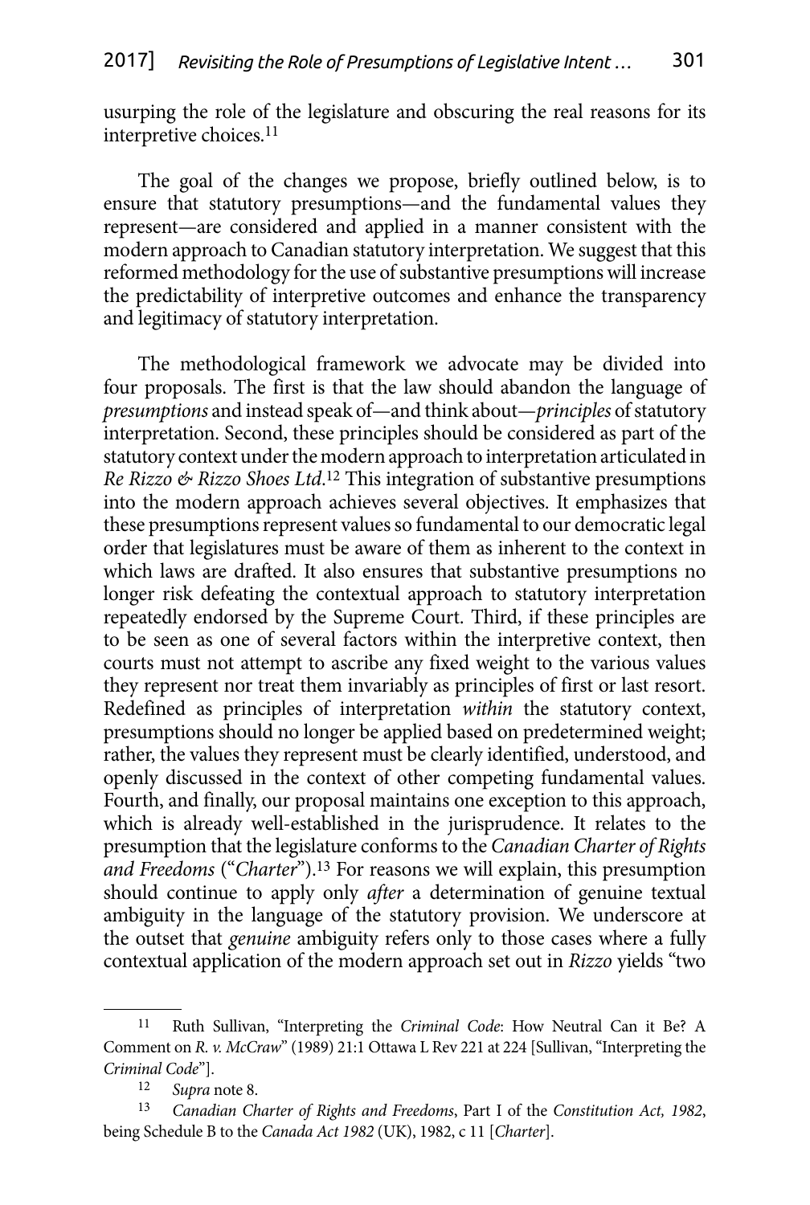usurping the role of the legislature and obscuring the real reasons for its interpretive choices.[11]

The goal of the changes we propose, briefly outlined below, is to ensure that statutory presumptions—and the fundamental values they represent—are considered and applied in a manner consistent with the modern approach to Canadian statutory interpretation. We suggest that this reformed methodology for the use of substantive presumptions will increase the predictability of interpretive outcomes and enhance the transparency and legitimacy of statutory interpretation.

The methodological framework we advocate may be divided into four proposals. The first is that the law should abandon the language of *presumptions* and instead speak of—and think about—*principles* of statutory interpretation. Second, these principles should be considered as part of the statutory context under the modern approach to interpretation articulated in *Re Rizzo & Rizzo Shoes Ltd*.[12] This integration of substantive presumptions into the modern approach achieves several objectives. It emphasizes that these presumptions represent values so fundamental to our democratic legal order that legislatures must be aware of them as inherent to the context in which laws are drafted. It also ensures that substantive presumptions no longer risk defeating the contextual approach to statutory interpretation repeatedly endorsed by the Supreme Court. Third, if these principles are to be seen as one of several factors within the interpretive context, then courts must not attempt to ascribe any fixed weight to the various values they represent nor treat them invariably as principles of first or last resort. Redefined as principles of interpretation *within* the statutory context, presumptions should no longer be applied based on predetermined weight; rather, the values they represent must be clearly identified, understood, and openly discussed in the context of other competing fundamental values. Fourth, and finally, our proposal maintains one exception to this approach, which is already well-established in the jurisprudence. It relates to the presumption that the legislature conforms to the *Canadian Charter of Rights and Freedoms* ("*Charter*").[13] For reasons we will explain, this presumption should continue to apply only *after* a determination of genuine textual ambiguity in the language of the statutory provision. We underscore at the outset that *genuine* ambiguity refers only to those cases where a fully contextual application of the modern approach set out in *Rizzo* yields "two

---

[11] Ruth Sullivan, "Interpreting the *Criminal Code*: How Neutral Can it Be? A Comment on *R. v. McCraw*" (1989) 21:1 Ottawa L Rev 221 at 224 [Sullivan, "Interpreting the *Criminal Code*"].

[12] *Supra* note 8.

[13] *Canadian Charter of Rights and Freedoms*, Part I of the *Constitution Act, 1982*, being Schedule B to the *Canada Act 1982* (UK), 1982, c 11 [*Charter*].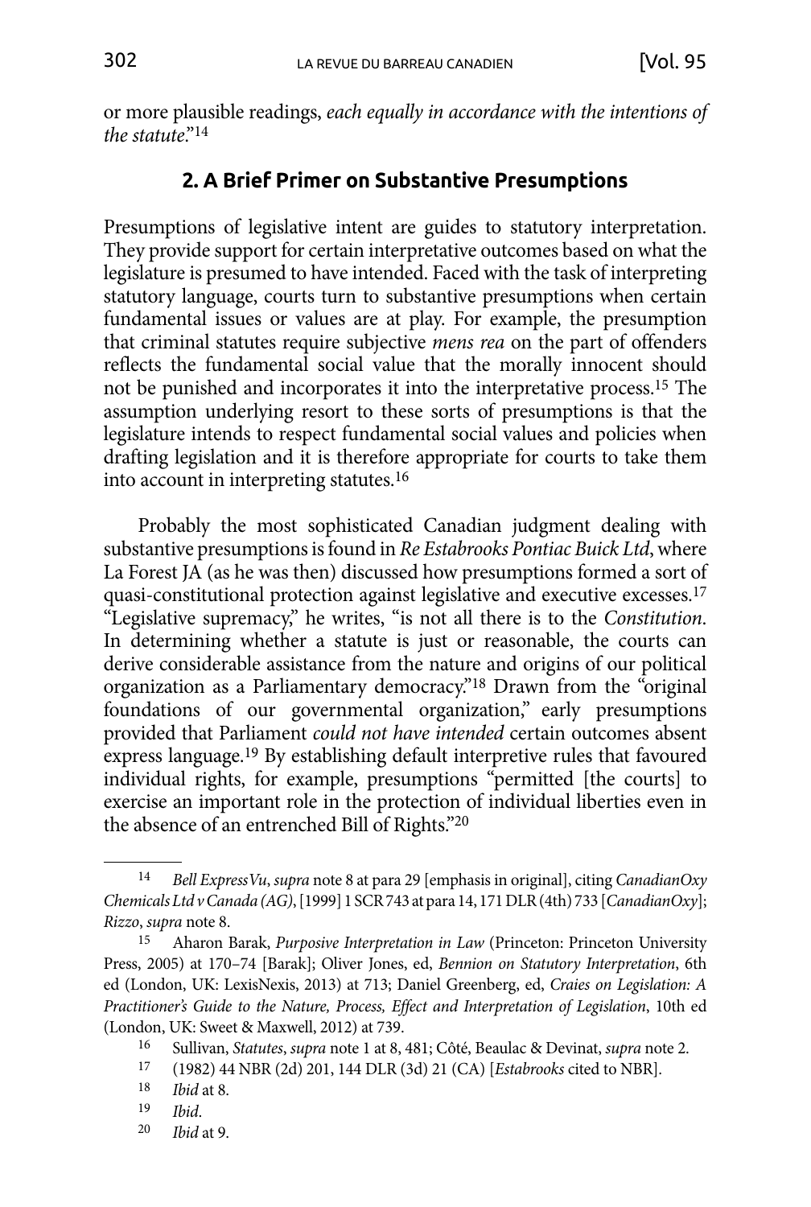or more plausible readings, *each equally in accordance with the intentions of the statute*."[14]

## 2. A Brief Primer on Substantive Presumptions

Presumptions of legislative intent are guides to statutory interpretation. They provide support for certain interpretative outcomes based on what the legislature is presumed to have intended. Faced with the task of interpreting statutory language, courts turn to substantive presumptions when certain fundamental issues or values are at play. For example, the presumption that criminal statutes require subjective *mens rea* on the part of offenders reflects the fundamental social value that the morally innocent should not be punished and incorporates it into the interpretative process.[15] The assumption underlying resort to these sorts of presumptions is that the legislature intends to respect fundamental social values and policies when drafting legislation and it is therefore appropriate for courts to take them into account in interpreting statutes.[16]

Probably the most sophisticated Canadian judgment dealing with substantive presumptions is found in *Re Estabrooks Pontiac Buick Ltd*, where La Forest JA (as he was then) discussed how presumptions formed a sort of quasi-constitutional protection against legislative and executive excesses.[17] "Legislative supremacy," he writes, "is not all there is to the *Constitution*. In determining whether a statute is just or reasonable, the courts can derive considerable assistance from the nature and origins of our political organization as a Parliamentary democracy."[18] Drawn from the "original foundations of our governmental organization," early presumptions provided that Parliament *could not have intended* certain outcomes absent express language.[19] By establishing default interpretive rules that favoured individual rights, for example, presumptions "permitted [the courts] to exercise an important role in the protection of individual liberties even in the absence of an entrenched Bill of Rights."[20]

---

14 *Bell ExpressVu*, *supra* note 8 at para 29 [emphasis in original], citing *CanadianOxy Chemicals Ltd v Canada (AG)*, [1999] 1 SCR 743 at para 14, 171 DLR (4th) 733 [*CanadianOxy*]; *Rizzo*, *supra* note 8.

15 Aharon Barak, *Purposive Interpretation in Law* (Princeton: Princeton University Press, 2005) at 170–74 [Barak]; Oliver Jones, ed, *Bennion on Statutory Interpretation*, 6th ed (London, UK: LexisNexis, 2013) at 713; Daniel Greenberg, ed, *Craies on Legislation: A Practitioner's Guide to the Nature, Process, Effect and Interpretation of Legislation*, 10th ed (London, UK: Sweet & Maxwell, 2012) at 739.

16 Sullivan, *Statutes*, *supra* note 1 at 8, 481; Côté, Beaulac & Devinat, *supra* note 2.

17 (1982) 44 NBR (2d) 201, 144 DLR (3d) 21 (CA) [*Estabrooks* cited to NBR].

18 *Ibid* at 8.

19 *Ibid*.

20 *Ibid* at 9.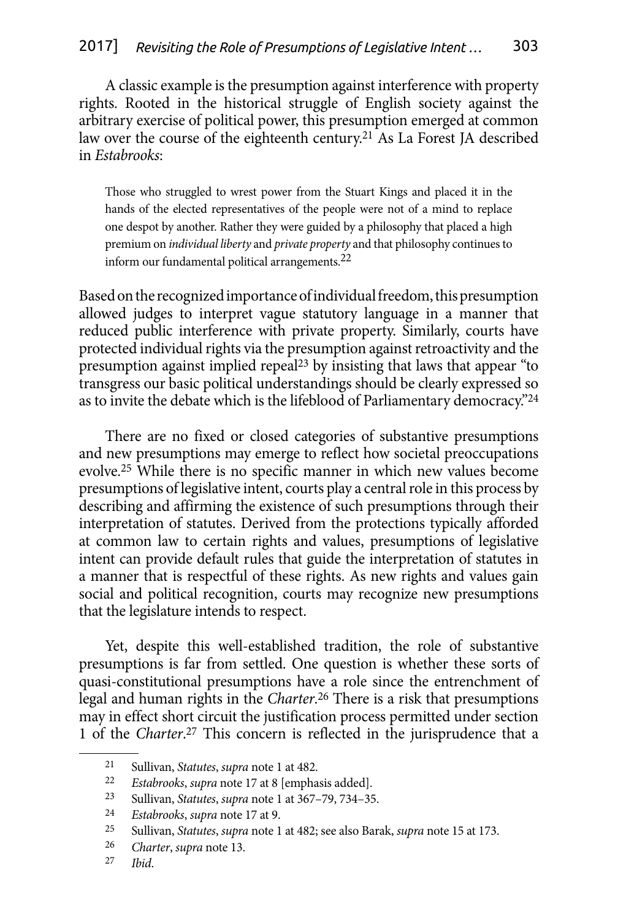A classic example is the presumption against interference with property rights. Rooted in the historical struggle of English society against the arbitrary exercise of political power, this presumption emerged at common law over the course of the eighteenth century.[21] As La Forest JA described in *Estabrooks*:

> Those who struggled to wrest power from the Stuart Kings and placed it in the hands of the elected representatives of the people were not of a mind to replace one despot by another. Rather they were guided by a philosophy that placed a high premium on *individual liberty* and *private property* and that philosophy continues to inform our fundamental political arrangements.[22]

Based on the recognized importance of individual freedom, this presumption allowed judges to interpret vague statutory language in a manner that reduced public interference with private property. Similarly, courts have protected individual rights via the presumption against retroactivity and the presumption against implied repeal[23] by insisting that laws that appear "to transgress our basic political understandings should be clearly expressed so as to invite the debate which is the lifeblood of Parliamentary democracy."[24]

There are no fixed or closed categories of substantive presumptions and new presumptions may emerge to reflect how societal preoccupations evolve.[25] While there is no specific manner in which new values become presumptions of legislative intent, courts play a central role in this process by describing and affirming the existence of such presumptions through their interpretation of statutes. Derived from the protections typically afforded at common law to certain rights and values, presumptions of legislative intent can provide default rules that guide the interpretation of statutes in a manner that is respectful of these rights. As new rights and values gain social and political recognition, courts may recognize new presumptions that the legislature intends to respect.

Yet, despite this well-established tradition, the role of substantive presumptions is far from settled. One question is whether these sorts of quasi-constitutional presumptions have a role since the entrenchment of legal and human rights in the *Charter*.[26] There is a risk that presumptions may in effect short circuit the justification process permitted under section 1 of the *Charter*.[27] This concern is reflected in the jurisprudence that a

---

21 Sullivan, *Statutes*, *supra* note 1 at 482.

22 *Estabrooks*, *supra* note 17 at 8 [emphasis added].

23 Sullivan, *Statutes*, *supra* note 1 at 367–79, 734–35.

24 *Estabrooks*, *supra* note 17 at 9.

25 Sullivan, *Statutes*, *supra* note 1 at 482; see also Barak, *supra* note 15 at 173.

26 *Charter*, *supra* note 13.

27 *Ibid*.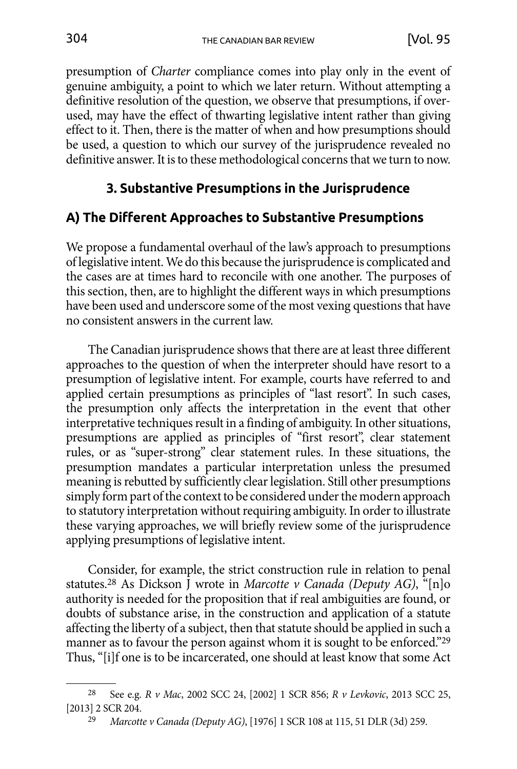presumption of *Charter* compliance comes into play only in the event of genuine ambiguity, a point to which we later return. Without attempting a definitive resolution of the question, we observe that presumptions, if over-used, may have the effect of thwarting legislative intent rather than giving effect to it. Then, there is the matter of when and how presumptions should be used, a question to which our survey of the jurisprudence revealed no definitive answer. It is to these methodological concerns that we turn to now.

## 3. Substantive Presumptions in the Jurisprudence

### A) The Different Approaches to Substantive Presumptions

We propose a fundamental overhaul of the law's approach to presumptions of legislative intent. We do this because the jurisprudence is complicated and the cases are at times hard to reconcile with one another. The purposes of this section, then, are to highlight the different ways in which presumptions have been used and underscore some of the most vexing questions that have no consistent answers in the current law.

The Canadian jurisprudence shows that there are at least three different approaches to the question of when the interpreter should have resort to a presumption of legislative intent. For example, courts have referred to and applied certain presumptions as principles of "last resort". In such cases, the presumption only affects the interpretation in the event that other interpretative techniques result in a finding of ambiguity. In other situations, presumptions are applied as principles of "first resort", clear statement rules, or as "super-strong" clear statement rules. In these situations, the presumption mandates a particular interpretation unless the presumed meaning is rebutted by sufficiently clear legislation. Still other presumptions simply form part of the context to be considered under the modern approach to statutory interpretation without requiring ambiguity. In order to illustrate these varying approaches, we will briefly review some of the jurisprudence applying presumptions of legislative intent.

Consider, for example, the strict construction rule in relation to penal statutes.[28] As Dickson J wrote in *Marcotte v Canada (Deputy AG)*, "[n]o authority is needed for the proposition that if real ambiguities are found, or doubts of substance arise, in the construction and application of a statute affecting the liberty of a subject, then that statute should be applied in such a manner as to favour the person against whom it is sought to be enforced."[29] Thus, "[i]f one is to be incarcerated, one should at least know that some Act

---

[28] See e.g. *R v Mac*, 2002 SCC 24, [2002] 1 SCR 856; *R v Levkovic*, 2013 SCC 25, [2013] 2 SCR 204.

[29] *Marcotte v Canada (Deputy AG)*, [1976] 1 SCR 108 at 115, 51 DLR (3d) 259.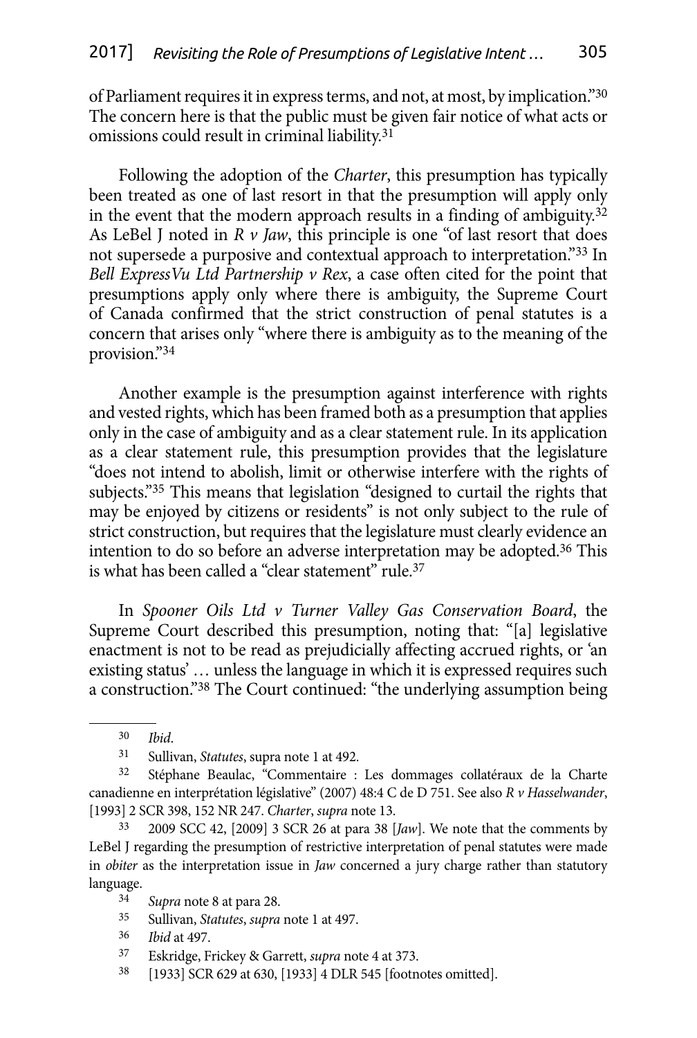of Parliament requires it in express terms, and not, at most, by implication."[30] The concern here is that the public must be given fair notice of what acts or omissions could result in criminal liability.[31]

Following the adoption of the *Charter*, this presumption has typically been treated as one of last resort in that the presumption will apply only in the event that the modern approach results in a finding of ambiguity.[32] As LeBel J noted in *R v Jaw*, this principle is one "of last resort that does not supersede a purposive and contextual approach to interpretation."[33] In *Bell ExpressVu Ltd Partnership v Rex*, a case often cited for the point that presumptions apply only where there is ambiguity, the Supreme Court of Canada confirmed that the strict construction of penal statutes is a concern that arises only "where there is ambiguity as to the meaning of the provision."[34]

Another example is the presumption against interference with rights and vested rights, which has been framed both as a presumption that applies only in the case of ambiguity and as a clear statement rule. In its application as a clear statement rule, this presumption provides that the legislature "does not intend to abolish, limit or otherwise interfere with the rights of subjects."[35] This means that legislation "designed to curtail the rights that may be enjoyed by citizens or residents" is not only subject to the rule of strict construction, but requires that the legislature must clearly evidence an intention to do so before an adverse interpretation may be adopted.[36] This is what has been called a "clear statement" rule.[37]

In *Spooner Oils Ltd v Turner Valley Gas Conservation Board*, the Supreme Court described this presumption, noting that: "[a] legislative enactment is not to be read as prejudicially affecting accrued rights, or 'an existing status' … unless the language in which it is expressed requires such a construction."[38] The Court continued: "the underlying assumption being

---

30 *Ibid*.

31 Sullivan, *Statutes*, supra note 1 at 492.

32 Stéphane Beaulac, "Commentaire : Les dommages collatéraux de la Charte canadienne en interprétation législative" (2007) 48:4 C de D 751. See also *R v Hasselwander*, [1993] 2 SCR 398, 152 NR 247. *Charter*, *supra* note 13.

33 2009 SCC 42, [2009] 3 SCR 26 at para 38 [*Jaw*]. We note that the comments by LeBel J regarding the presumption of restrictive interpretation of penal statutes were made in *obiter* as the interpretation issue in *Jaw* concerned a jury charge rather than statutory language.

34 *Supra* note 8 at para 28.

35 Sullivan, *Statutes*, *supra* note 1 at 497.

36 *Ibid* at 497.

37 Eskridge, Frickey & Garrett, *supra* note 4 at 373.

38 [1933] SCR 629 at 630, [1933] 4 DLR 545 [footnotes omitted].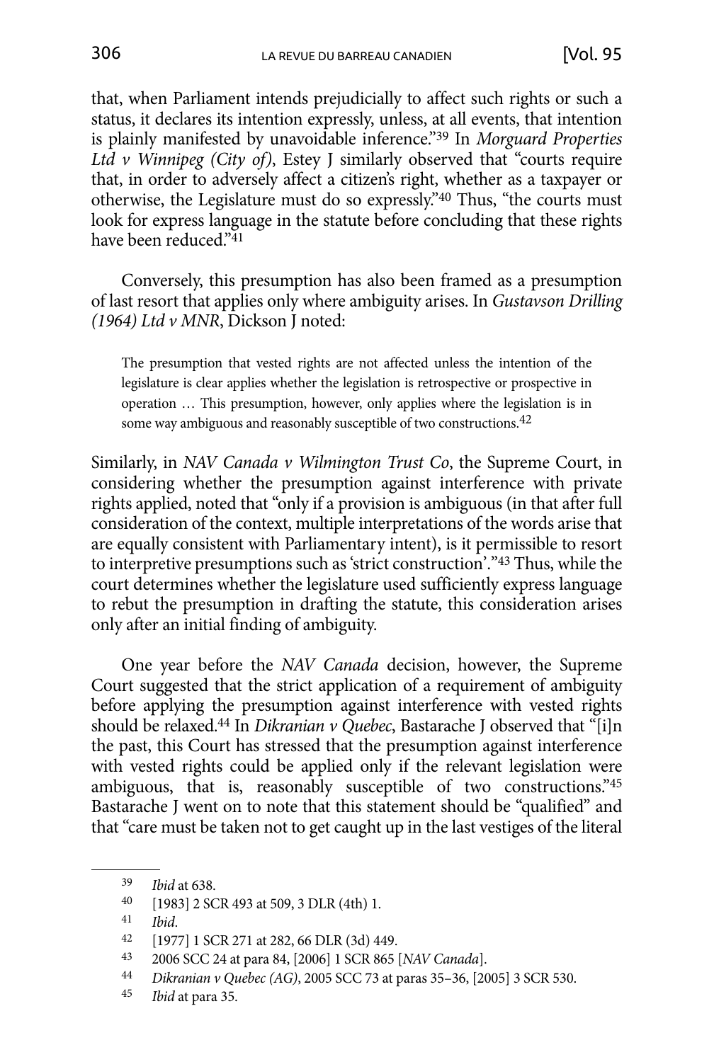that, when Parliament intends prejudicially to affect such rights or such a status, it declares its intention expressly, unless, at all events, that intention is plainly manifested by unavoidable inference."[39] In *Morguard Properties Ltd v Winnipeg (City of)*, Estey J similarly observed that "courts require that, in order to adversely affect a citizen's right, whether as a taxpayer or otherwise, the Legislature must do so expressly."[40] Thus, "the courts must look for express language in the statute before concluding that these rights have been reduced."[41]

Conversely, this presumption has also been framed as a presumption of last resort that applies only where ambiguity arises. In *Gustavson Drilling (1964) Ltd v MNR*, Dickson J noted:

> The presumption that vested rights are not affected unless the intention of the legislature is clear applies whether the legislation is retrospective or prospective in operation … This presumption, however, only applies where the legislation is in some way ambiguous and reasonably susceptible of two constructions.[42]

Similarly, in *NAV Canada v Wilmington Trust Co*, the Supreme Court, in considering whether the presumption against interference with private rights applied, noted that "only if a provision is ambiguous (in that after full consideration of the context, multiple interpretations of the words arise that are equally consistent with Parliamentary intent), is it permissible to resort to interpretive presumptions such as 'strict construction'."[43] Thus, while the court determines whether the legislature used sufficiently express language to rebut the presumption in drafting the statute, this consideration arises only after an initial finding of ambiguity.

One year before the *NAV Canada* decision, however, the Supreme Court suggested that the strict application of a requirement of ambiguity before applying the presumption against interference with vested rights should be relaxed.[44] In *Dikranian v Quebec*, Bastarache J observed that "[i]n the past, this Court has stressed that the presumption against interference with vested rights could be applied only if the relevant legislation were ambiguous, that is, reasonably susceptible of two constructions."[45] Bastarache J went on to note that this statement should be "qualified" and that "care must be taken not to get caught up in the last vestiges of the literal

---

[39] *Ibid* at 638.

[40] [1983] 2 SCR 493 at 509, 3 DLR (4th) 1.

[41] *Ibid*.

[42] [1977] 1 SCR 271 at 282, 66 DLR (3d) 449.

[43] 2006 SCC 24 at para 84, [2006] 1 SCR 865 [*NAV Canada*].

[44] *Dikranian v Quebec (AG)*, 2005 SCC 73 at paras 35–36, [2005] 3 SCR 530.

[45] *Ibid* at para 35.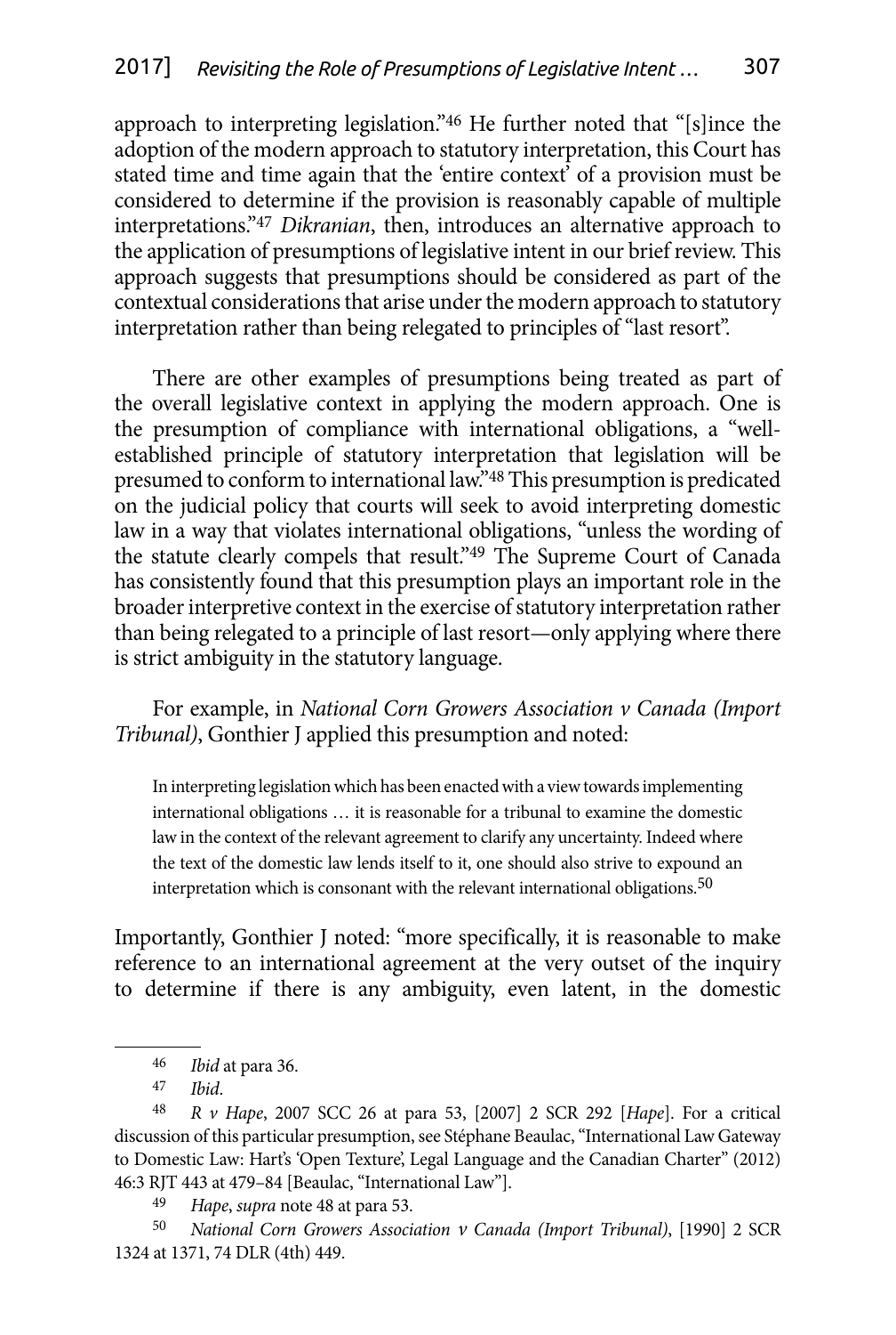approach to interpreting legislation."[46] He further noted that "[s]ince the adoption of the modern approach to statutory interpretation, this Court has stated time and time again that the 'entire context' of a provision must be considered to determine if the provision is reasonably capable of multiple interpretations."[47] *Dikranian*, then, introduces an alternative approach to the application of presumptions of legislative intent in our brief review. This approach suggests that presumptions should be considered as part of the contextual considerations that arise under the modern approach to statutory interpretation rather than being relegated to principles of "last resort".

There are other examples of presumptions being treated as part of the overall legislative context in applying the modern approach. One is the presumption of compliance with international obligations, a "well-established principle of statutory interpretation that legislation will be presumed to conform to international law."[48] This presumption is predicated on the judicial policy that courts will seek to avoid interpreting domestic law in a way that violates international obligations, "unless the wording of the statute clearly compels that result."[49] The Supreme Court of Canada has consistently found that this presumption plays an important role in the broader interpretive context in the exercise of statutory interpretation rather than being relegated to a principle of last resort—only applying where there is strict ambiguity in the statutory language.

For example, in *National Corn Growers Association v Canada (Import Tribunal)*, Gonthier J applied this presumption and noted:

> In interpreting legislation which has been enacted with a view towards implementing international obligations … it is reasonable for a tribunal to examine the domestic law in the context of the relevant agreement to clarify any uncertainty. Indeed where the text of the domestic law lends itself to it, one should also strive to expound an interpretation which is consonant with the relevant international obligations.[50]

Importantly, Gonthier J noted: "more specifically, it is reasonable to make reference to an international agreement at the very outset of the inquiry to determine if there is any ambiguity, even latent, in the domestic

---

[46] *Ibid* at para 36.

[47] *Ibid*.

[48] *R v Hape*, 2007 SCC 26 at para 53, [2007] 2 SCR 292 [*Hape*]. For a critical discussion of this particular presumption, see Stéphane Beaulac, "International Law Gateway to Domestic Law: Hart's 'Open Texture', Legal Language and the Canadian Charter" (2012) 46:3 RJT 443 at 479–84 [Beaulac, "International Law"].

[49] *Hape*, *supra* note 48 at para 53.

[50] *National Corn Growers Association v Canada (Import Tribunal)*, [1990] 2 SCR 1324 at 1371, 74 DLR (4th) 449.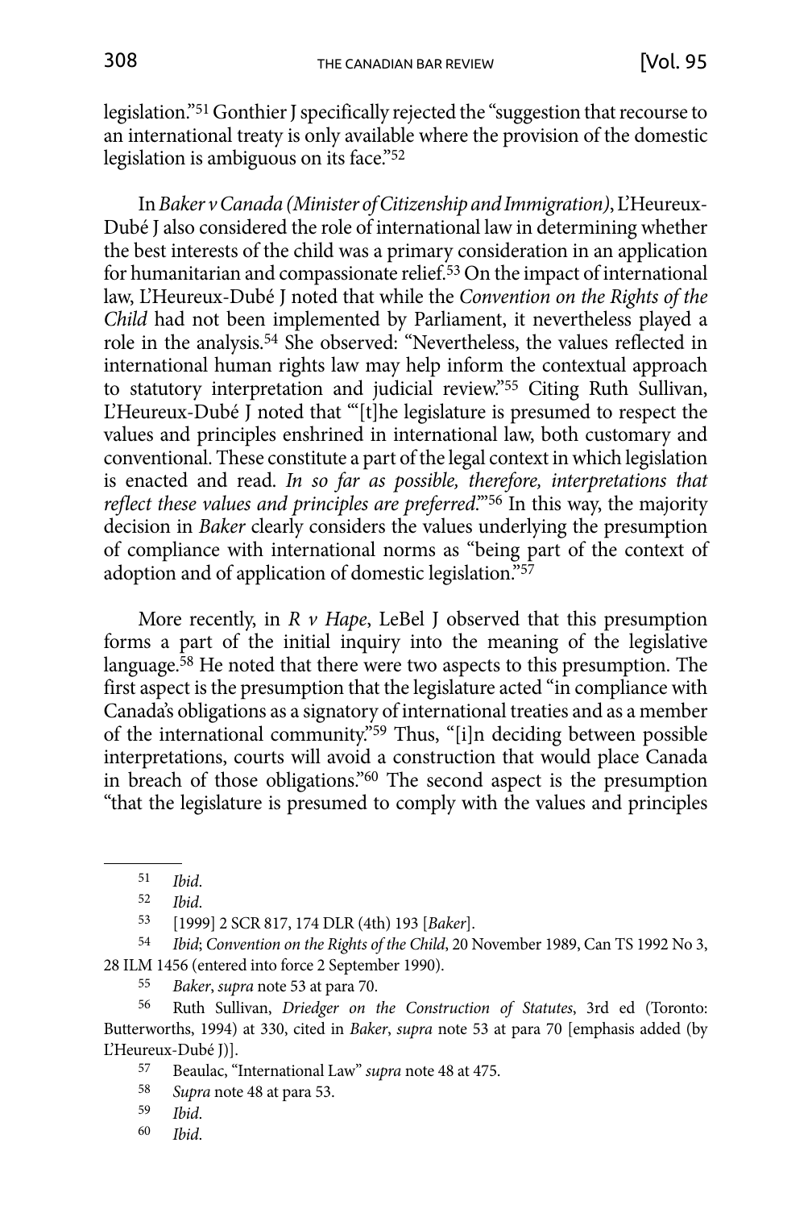legislation."[51] Gonthier J specifically rejected the "suggestion that recourse to an international treaty is only available where the provision of the domestic legislation is ambiguous on its face."[52]

In *Baker v Canada (Minister of Citizenship and Immigration)*, L'Heureux-Dubé J also considered the role of international law in determining whether the best interests of the child was a primary consideration in an application for humanitarian and compassionate relief.[53] On the impact of international law, L'Heureux-Dubé J noted that while the *Convention on the Rights of the Child* had not been implemented by Parliament, it nevertheless played a role in the analysis.[54] She observed: "Nevertheless, the values reflected in international human rights law may help inform the contextual approach to statutory interpretation and judicial review."[55] Citing Ruth Sullivan, L'Heureux-Dubé J noted that "'[t]he legislature is presumed to respect the values and principles enshrined in international law, both customary and conventional. These constitute a part of the legal context in which legislation is enacted and read. *In so far as possible, therefore, interpretations that reflect these values and principles are preferred*.'"[56] In this way, the majority decision in *Baker* clearly considers the values underlying the presumption of compliance with international norms as "being part of the context of adoption and of application of domestic legislation."[57]

More recently, in *R v Hape*, LeBel J observed that this presumption forms a part of the initial inquiry into the meaning of the legislative language.[58] He noted that there were two aspects to this presumption. The first aspect is the presumption that the legislature acted "in compliance with Canada's obligations as a signatory of international treaties and as a member of the international community."[59] Thus, "[i]n deciding between possible interpretations, courts will avoid a construction that would place Canada in breach of those obligations."[60] The second aspect is the presumption "that the legislature is presumed to comply with the values and principles

---

51 *Ibid*.

52 *Ibid*.

53 [1999] 2 SCR 817, 174 DLR (4th) 193 [*Baker*].

54 *Ibid*; *Convention on the Rights of the Child*, 20 November 1989, Can TS 1992 No 3, 28 ILM 1456 (entered into force 2 September 1990).

55 *Baker*, *supra* note 53 at para 70.

56 Ruth Sullivan, *Driedger on the Construction of Statutes*, 3rd ed (Toronto: Butterworths, 1994) at 330, cited in *Baker*, *supra* note 53 at para 70 [emphasis added (by L'Heureux-Dubé J)].

57 Beaulac, "International Law" *supra* note 48 at 475.

58 *Supra* note 48 at para 53.

59 *Ibid*.

60 *Ibid*.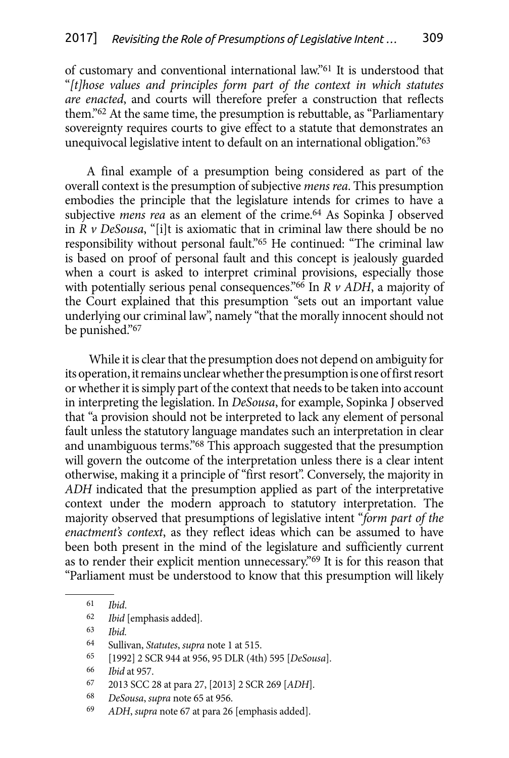of customary and conventional international law."[61] It is understood that "*[t]hose values and principles form part of the context in which statutes are enacted*, and courts will therefore prefer a construction that reflects them."[62] At the same time, the presumption is rebuttable, as "Parliamentary sovereignty requires courts to give effect to a statute that demonstrates an unequivocal legislative intent to default on an international obligation."[63]

A final example of a presumption being considered as part of the overall context is the presumption of subjective *mens rea*. This presumption embodies the principle that the legislature intends for crimes to have a subjective *mens rea* as an element of the crime.[64] As Sopinka J observed in *R v DeSousa*, "[i]t is axiomatic that in criminal law there should be no responsibility without personal fault."[65] He continued: "The criminal law is based on proof of personal fault and this concept is jealously guarded when a court is asked to interpret criminal provisions, especially those with potentially serious penal consequences."[66] In *R v ADH*, a majority of the Court explained that this presumption "sets out an important value underlying our criminal law", namely "that the morally innocent should not be punished."[67]

While it is clear that the presumption does not depend on ambiguity for its operation, it remains unclear whether the presumption is one of first resort or whether it is simply part of the context that needs to be taken into account in interpreting the legislation. In *DeSousa*, for example, Sopinka J observed that "a provision should not be interpreted to lack any element of personal fault unless the statutory language mandates such an interpretation in clear and unambiguous terms."[68] This approach suggested that the presumption will govern the outcome of the interpretation unless there is a clear intent otherwise, making it a principle of "first resort". Conversely, the majority in *ADH* indicated that the presumption applied as part of the interpretative context under the modern approach to statutory interpretation. The majority observed that presumptions of legislative intent "*form part of the enactment's context*, as they reflect ideas which can be assumed to have been both present in the mind of the legislature and sufficiently current as to render their explicit mention unnecessary."[69] It is for this reason that "Parliament must be understood to know that this presumption will likely

---

61 *Ibid*.

62 *Ibid* [emphasis added].

63 *Ibid.*

64 Sullivan, *Statutes*, *supra* note 1 at 515.

65 [1992] 2 SCR 944 at 956, 95 DLR (4th) 595 [*DeSousa*].

66 *Ibid* at 957.

67 2013 SCC 28 at para 27, [2013] 2 SCR 269 [*ADH*].

68 *DeSousa*, *supra* note 65 at 956.

69 *ADH*, *supra* note 67 at para 26 [emphasis added].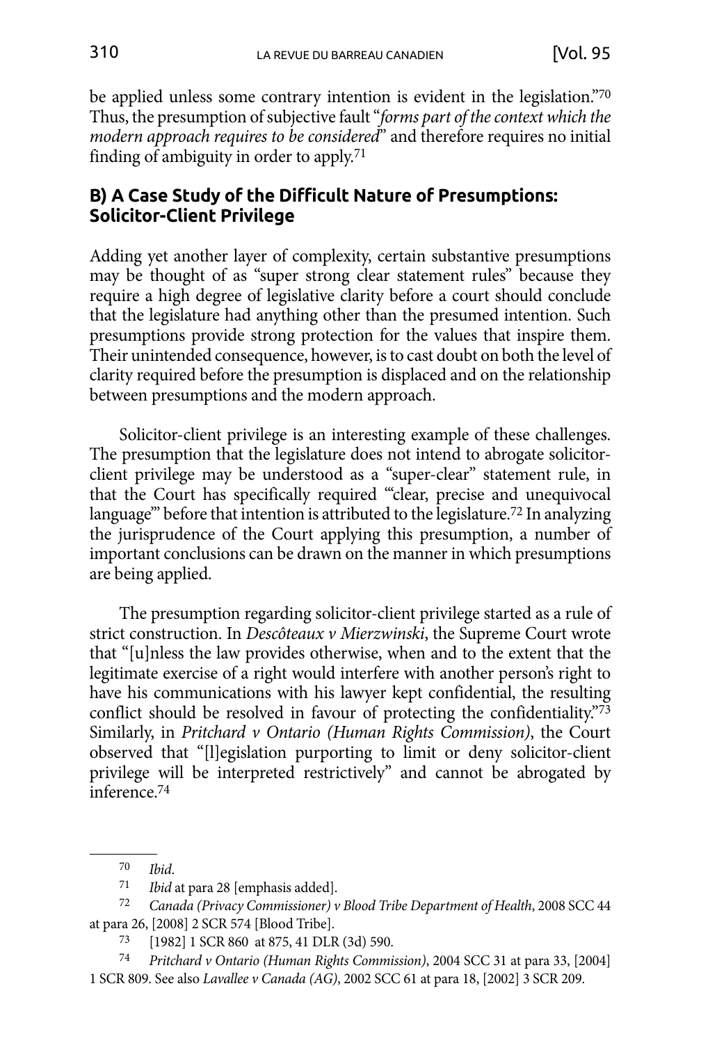be applied unless some contrary intention is evident in the legislation."[70] Thus, the presumption of subjective fault "*forms part of the context which the modern approach requires to be considered*" and therefore requires no initial finding of ambiguity in order to apply.[71]

### B) A Case Study of the Difficult Nature of Presumptions: Solicitor-Client Privilege

Adding yet another layer of complexity, certain substantive presumptions may be thought of as "super strong clear statement rules" because they require a high degree of legislative clarity before a court should conclude that the legislature had anything other than the presumed intention. Such presumptions provide strong protection for the values that inspire them. Their unintended consequence, however, is to cast doubt on both the level of clarity required before the presumption is displaced and on the relationship between presumptions and the modern approach.

Solicitor-client privilege is an interesting example of these challenges. The presumption that the legislature does not intend to abrogate solicitor-client privilege may be understood as a "super-clear" statement rule, in that the Court has specifically required "'clear, precise and unequivocal language'" before that intention is attributed to the legislature.[72] In analyzing the jurisprudence of the Court applying this presumption, a number of important conclusions can be drawn on the manner in which presumptions are being applied.

The presumption regarding solicitor-client privilege started as a rule of strict construction. In *Descôteaux v Mierzwinski*, the Supreme Court wrote that "[u]nless the law provides otherwise, when and to the extent that the legitimate exercise of a right would interfere with another person's right to have his communications with his lawyer kept confidential, the resulting conflict should be resolved in favour of protecting the confidentiality."[73] Similarly, in *Pritchard v Ontario (Human Rights Commission)*, the Court observed that "[l]egislation purporting to limit or deny solicitor-client privilege will be interpreted restrictively" and cannot be abrogated by inference.[74]

---

70 *Ibid*.

71 *Ibid* at para 28 [emphasis added].

72 *Canada (Privacy Commissioner) v Blood Tribe Department of Health*, 2008 SCC 44 at para 26, [2008] 2 SCR 574 [Blood Tribe].

73 [1982] 1 SCR 860 at 875, 41 DLR (3d) 590.

74 *Pritchard v Ontario (Human Rights Commission)*, 2004 SCC 31 at para 33, [2004] 1 SCR 809. See also *Lavallee v Canada (AG)*, 2002 SCC 61 at para 18, [2002] 3 SCR 209.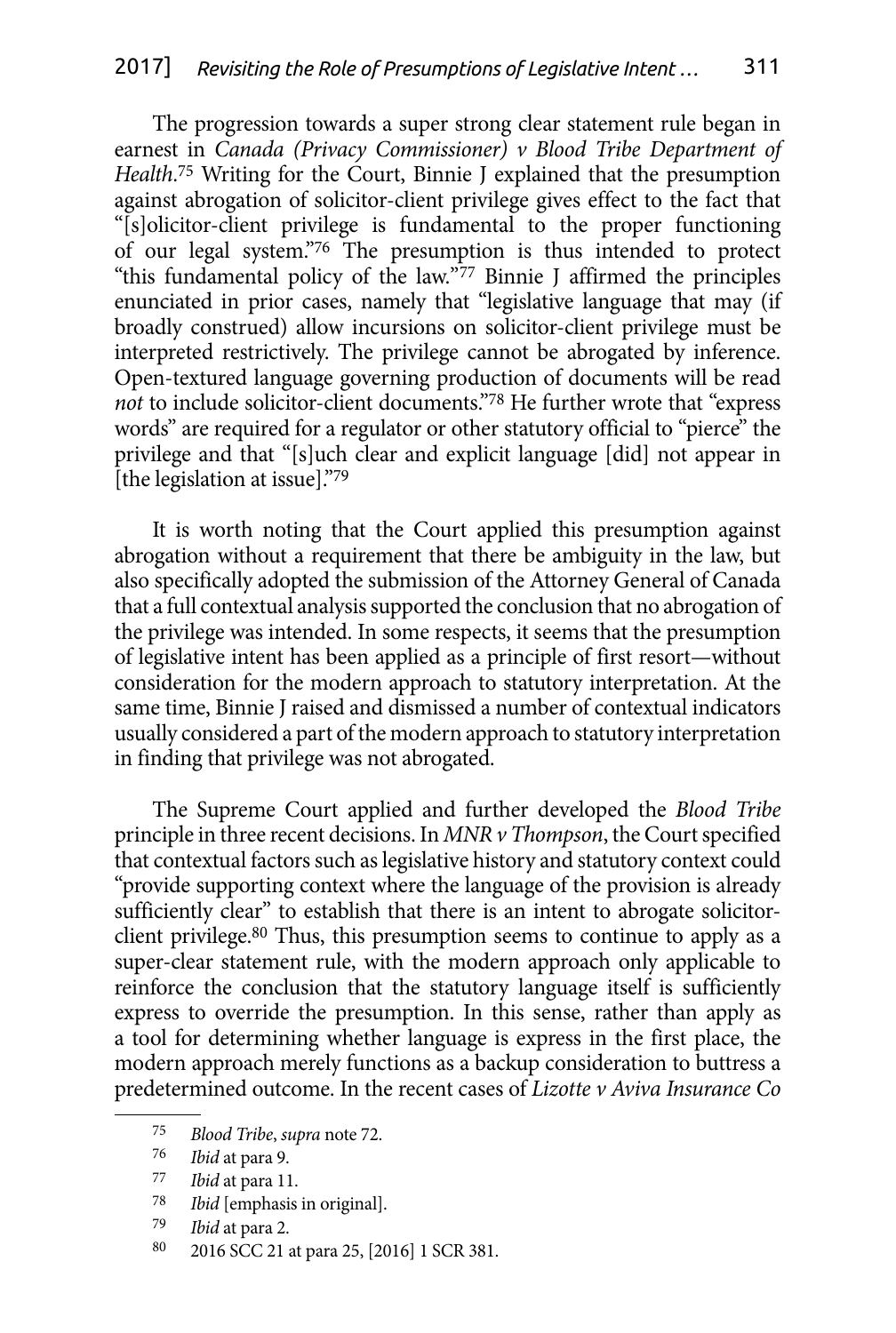The progression towards a super strong clear statement rule began in earnest in *Canada (Privacy Commissioner) v Blood Tribe Department of Health*.[75] Writing for the Court, Binnie J explained that the presumption against abrogation of solicitor-client privilege gives effect to the fact that "[s]olicitor-client privilege is fundamental to the proper functioning of our legal system."[76] The presumption is thus intended to protect "this fundamental policy of the law."[77] Binnie J affirmed the principles enunciated in prior cases, namely that "legislative language that may (if broadly construed) allow incursions on solicitor-client privilege must be interpreted restrictively. The privilege cannot be abrogated by inference. Open-textured language governing production of documents will be read *not* to include solicitor-client documents."[78] He further wrote that "express words" are required for a regulator or other statutory official to "pierce" the privilege and that "[s]uch clear and explicit language [did] not appear in [the legislation at issue]."[79]

It is worth noting that the Court applied this presumption against abrogation without a requirement that there be ambiguity in the law, but also specifically adopted the submission of the Attorney General of Canada that a full contextual analysis supported the conclusion that no abrogation of the privilege was intended. In some respects, it seems that the presumption of legislative intent has been applied as a principle of first resort—without consideration for the modern approach to statutory interpretation. At the same time, Binnie J raised and dismissed a number of contextual indicators usually considered a part of the modern approach to statutory interpretation in finding that privilege was not abrogated.

The Supreme Court applied and further developed the *Blood Tribe* principle in three recent decisions. In *MNR v Thompson*, the Court specified that contextual factors such as legislative history and statutory context could "provide supporting context where the language of the provision is already sufficiently clear" to establish that there is an intent to abrogate solicitor-client privilege.[80] Thus, this presumption seems to continue to apply as a super-clear statement rule, with the modern approach only applicable to reinforce the conclusion that the statutory language itself is sufficiently express to override the presumption. In this sense, rather than apply as a tool for determining whether language is express in the first place, the modern approach merely functions as a backup consideration to buttress a predetermined outcome. In the recent cases of *Lizotte v Aviva Insurance Co*

---

75 *Blood Tribe*, *supra* note 72.

76 *Ibid* at para 9.

77 *Ibid* at para 11.

78 *Ibid* [emphasis in original].

79 *Ibid* at para 2.

80 2016 SCC 21 at para 25, [2016] 1 SCR 381.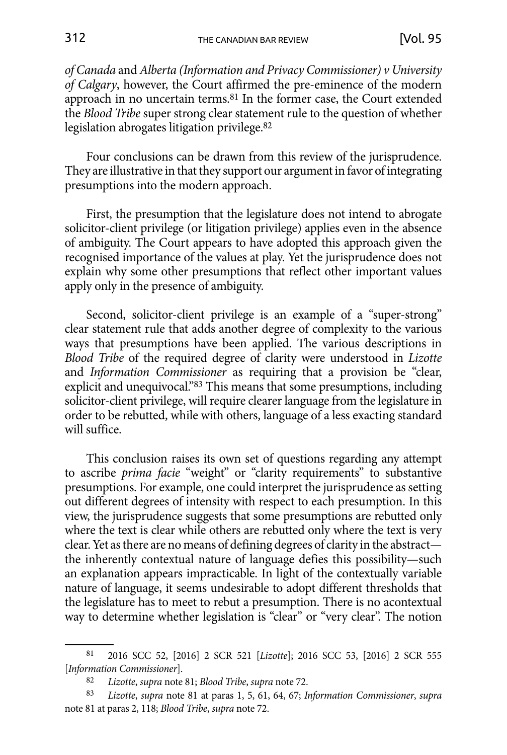*of Canada* and *Alberta (Information and Privacy Commissioner) v University of Calgary*, however, the Court affirmed the pre-eminence of the modern approach in no uncertain terms.[81] In the former case, the Court extended the *Blood Tribe* super strong clear statement rule to the question of whether legislation abrogates litigation privilege.[82]

Four conclusions can be drawn from this review of the jurisprudence. They are illustrative in that they support our argument in favor of integrating presumptions into the modern approach.

First, the presumption that the legislature does not intend to abrogate solicitor-client privilege (or litigation privilege) applies even in the absence of ambiguity. The Court appears to have adopted this approach given the recognised importance of the values at play. Yet the jurisprudence does not explain why some other presumptions that reflect other important values apply only in the presence of ambiguity.

Second, solicitor-client privilege is an example of a "super-strong" clear statement rule that adds another degree of complexity to the various ways that presumptions have been applied. The various descriptions in *Blood Tribe* of the required degree of clarity were understood in *Lizotte* and *Information Commissioner* as requiring that a provision be "clear, explicit and unequivocal."[83] This means that some presumptions, including solicitor-client privilege, will require clearer language from the legislature in order to be rebutted, while with others, language of a less exacting standard will suffice.

This conclusion raises its own set of questions regarding any attempt to ascribe *prima facie* "weight" or "clarity requirements" to substantive presumptions. For example, one could interpret the jurisprudence as setting out different degrees of intensity with respect to each presumption. In this view, the jurisprudence suggests that some presumptions are rebutted only where the text is clear while others are rebutted only where the text is very clear. Yet as there are no means of defining degrees of clarity in the abstract—the inherently contextual nature of language defies this possibility—such an explanation appears impracticable. In light of the contextually variable nature of language, it seems undesirable to adopt different thresholds that the legislature has to meet to rebut a presumption. There is no acontextual way to determine whether legislation is "clear" or "very clear". The notion

---

[81] 2016 SCC 52, [2016] 2 SCR 521 [*Lizotte*]; 2016 SCC 53, [2016] 2 SCR 555 [*Information Commissioner*].

[82] *Lizotte*, *supra* note 81; *Blood Tribe*, *supra* note 72.

[83] *Lizotte*, *supra* note 81 at paras 1, 5, 61, 64, 67; *Information Commissioner*, *supra* note 81 at paras 2, 118; *Blood Tribe*, *supra* note 72.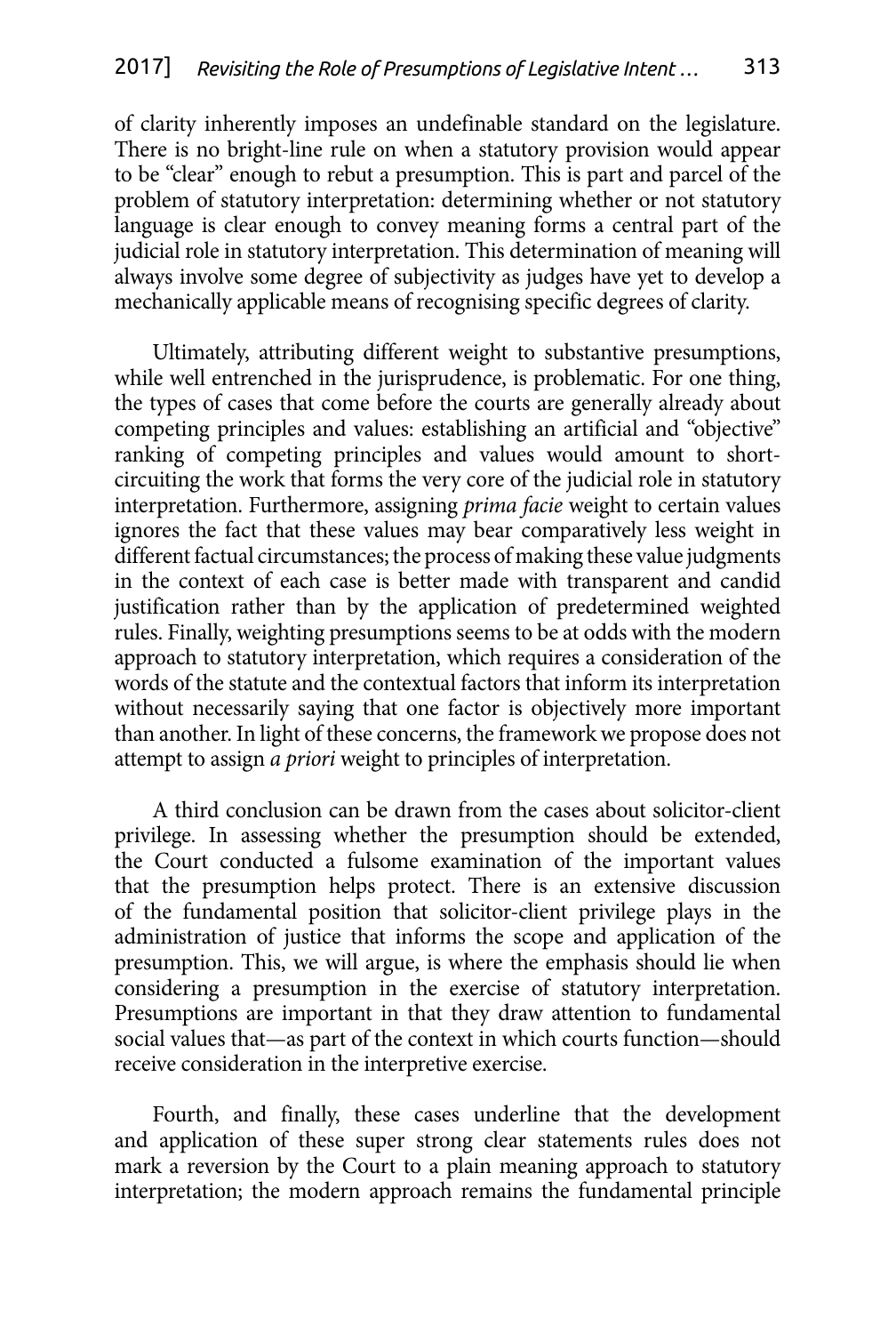of clarity inherently imposes an undefinable standard on the legislature. There is no bright-line rule on when a statutory provision would appear to be "clear" enough to rebut a presumption. This is part and parcel of the problem of statutory interpretation: determining whether or not statutory language is clear enough to convey meaning forms a central part of the judicial role in statutory interpretation. This determination of meaning will always involve some degree of subjectivity as judges have yet to develop a mechanically applicable means of recognising specific degrees of clarity.

Ultimately, attributing different weight to substantive presumptions, while well entrenched in the jurisprudence, is problematic. For one thing, the types of cases that come before the courts are generally already about competing principles and values: establishing an artificial and "objective" ranking of competing principles and values would amount to short-circuiting the work that forms the very core of the judicial role in statutory interpretation. Furthermore, assigning *prima facie* weight to certain values ignores the fact that these values may bear comparatively less weight in different factual circumstances; the process of making these value judgments in the context of each case is better made with transparent and candid justification rather than by the application of predetermined weighted rules. Finally, weighting presumptions seems to be at odds with the modern approach to statutory interpretation, which requires a consideration of the words of the statute and the contextual factors that inform its interpretation without necessarily saying that one factor is objectively more important than another. In light of these concerns, the framework we propose does not attempt to assign *a priori* weight to principles of interpretation.

A third conclusion can be drawn from the cases about solicitor-client privilege. In assessing whether the presumption should be extended, the Court conducted a fulsome examination of the important values that the presumption helps protect. There is an extensive discussion of the fundamental position that solicitor-client privilege plays in the administration of justice that informs the scope and application of the presumption. This, we will argue, is where the emphasis should lie when considering a presumption in the exercise of statutory interpretation. Presumptions are important in that they draw attention to fundamental social values that—as part of the context in which courts function—should receive consideration in the interpretive exercise.

Fourth, and finally, these cases underline that the development and application of these super strong clear statements rules does not mark a reversion by the Court to a plain meaning approach to statutory interpretation; the modern approach remains the fundamental principle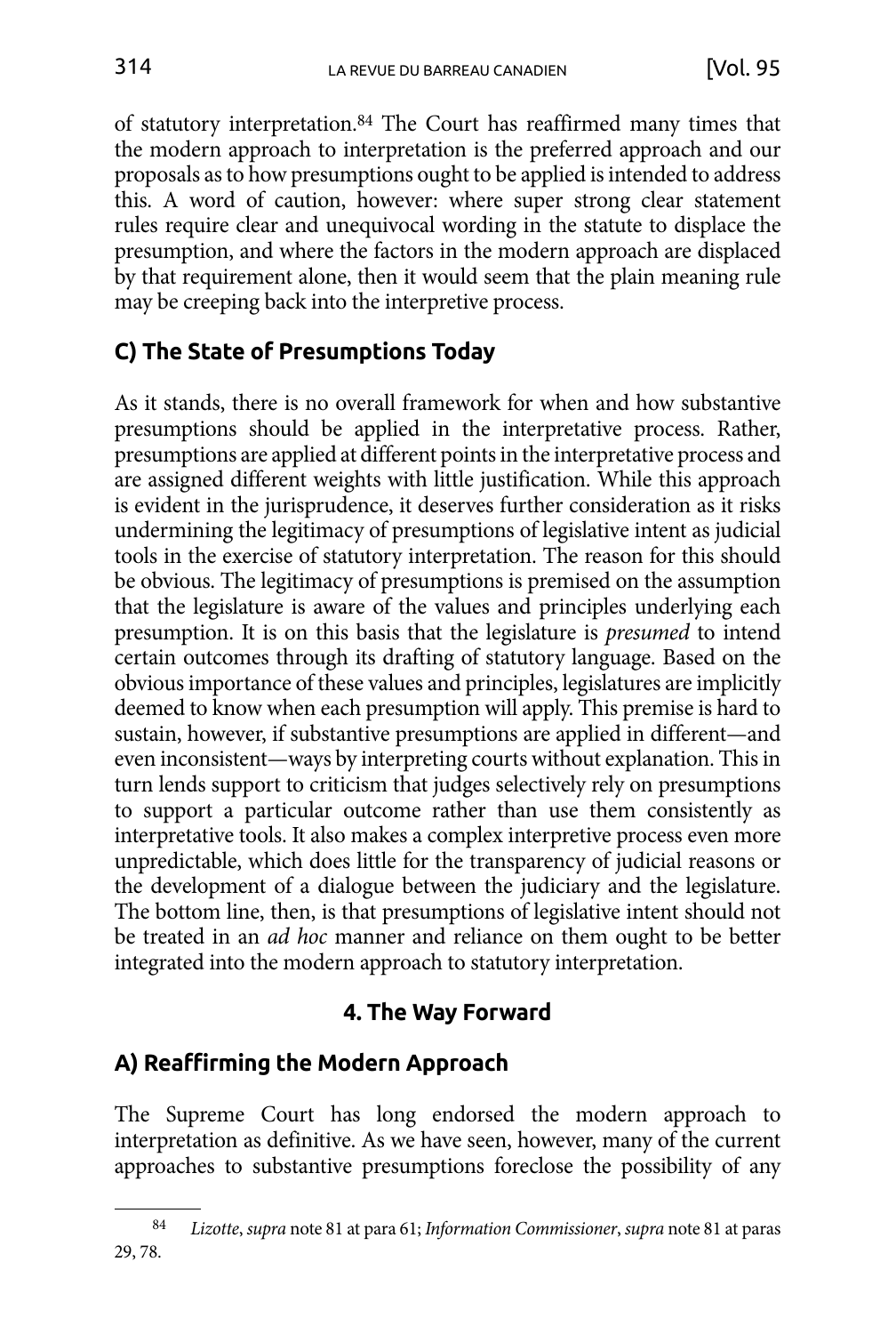of statutory interpretation.[84] The Court has reaffirmed many times that the modern approach to interpretation is the preferred approach and our proposals as to how presumptions ought to be applied is intended to address this. A word of caution, however: where super strong clear statement rules require clear and unequivocal wording in the statute to displace the presumption, and where the factors in the modern approach are displaced by that requirement alone, then it would seem that the plain meaning rule may be creeping back into the interpretive process.

### C) The State of Presumptions Today

As it stands, there is no overall framework for when and how substantive presumptions should be applied in the interpretative process. Rather, presumptions are applied at different points in the interpretative process and are assigned different weights with little justification. While this approach is evident in the jurisprudence, it deserves further consideration as it risks undermining the legitimacy of presumptions of legislative intent as judicial tools in the exercise of statutory interpretation. The reason for this should be obvious. The legitimacy of presumptions is premised on the assumption that the legislature is aware of the values and principles underlying each presumption. It is on this basis that the legislature is *presumed* to intend certain outcomes through its drafting of statutory language. Based on the obvious importance of these values and principles, legislatures are implicitly deemed to know when each presumption will apply. This premise is hard to sustain, however, if substantive presumptions are applied in different—and even inconsistent—ways by interpreting courts without explanation. This in turn lends support to criticism that judges selectively rely on presumptions to support a particular outcome rather than use them consistently as interpretative tools. It also makes a complex interpretive process even more unpredictable, which does little for the transparency of judicial reasons or the development of a dialogue between the judiciary and the legislature. The bottom line, then, is that presumptions of legislative intent should not be treated in an *ad hoc* manner and reliance on them ought to be better integrated into the modern approach to statutory interpretation.

## 4. The Way Forward

### A) Reaffirming the Modern Approach

The Supreme Court has long endorsed the modern approach to interpretation as definitive. As we have seen, however, many of the current approaches to substantive presumptions foreclose the possibility of any

[84] *Lizotte*, *supra* note 81 at para 61; *Information Commissioner*, *supra* note 81 at paras 29, 78.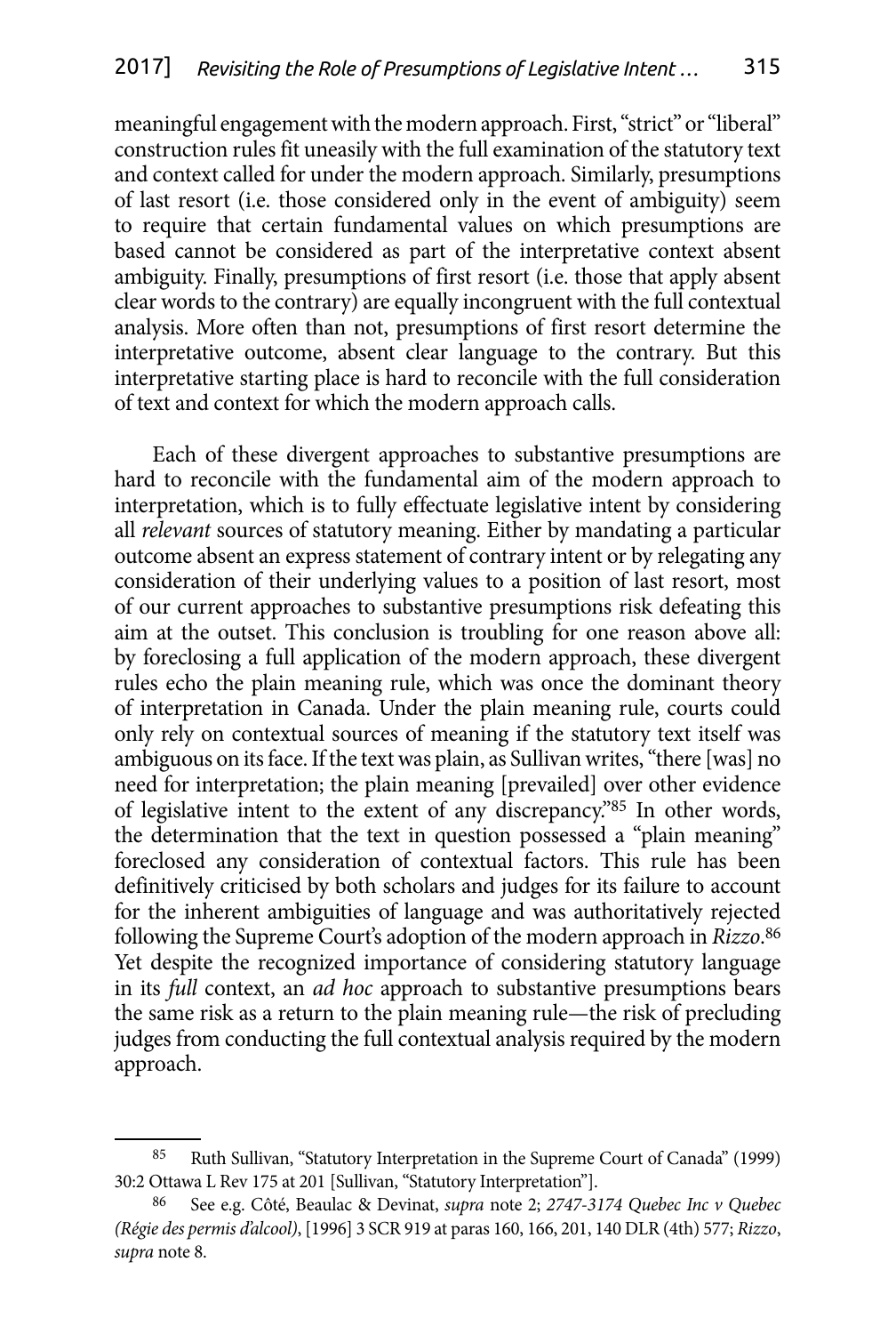meaningful engagement with the modern approach. First, "strict" or "liberal" construction rules fit uneasily with the full examination of the statutory text and context called for under the modern approach. Similarly, presumptions of last resort (i.e. those considered only in the event of ambiguity) seem to require that certain fundamental values on which presumptions are based cannot be considered as part of the interpretative context absent ambiguity. Finally, presumptions of first resort (i.e. those that apply absent clear words to the contrary) are equally incongruent with the full contextual analysis. More often than not, presumptions of first resort determine the interpretative outcome, absent clear language to the contrary. But this interpretative starting place is hard to reconcile with the full consideration of text and context for which the modern approach calls.

Each of these divergent approaches to substantive presumptions are hard to reconcile with the fundamental aim of the modern approach to interpretation, which is to fully effectuate legislative intent by considering all *relevant* sources of statutory meaning. Either by mandating a particular outcome absent an express statement of contrary intent or by relegating any consideration of their underlying values to a position of last resort, most of our current approaches to substantive presumptions risk defeating this aim at the outset. This conclusion is troubling for one reason above all: by foreclosing a full application of the modern approach, these divergent rules echo the plain meaning rule, which was once the dominant theory of interpretation in Canada. Under the plain meaning rule, courts could only rely on contextual sources of meaning if the statutory text itself was ambiguous on its face. If the text was plain, as Sullivan writes, "there [was] no need for interpretation; the plain meaning [prevailed] over other evidence of legislative intent to the extent of any discrepancy."[85] In other words, the determination that the text in question possessed a "plain meaning" foreclosed any consideration of contextual factors. This rule has been definitively criticised by both scholars and judges for its failure to account for the inherent ambiguities of language and was authoritatively rejected following the Supreme Court's adoption of the modern approach in *Rizzo*.[86] Yet despite the recognized importance of considering statutory language in its *full* context, an *ad hoc* approach to substantive presumptions bears the same risk as a return to the plain meaning rule—the risk of precluding judges from conducting the full contextual analysis required by the modern approach.

---

[85] Ruth Sullivan, "Statutory Interpretation in the Supreme Court of Canada" (1999) 30:2 Ottawa L Rev 175 at 201 [Sullivan, "Statutory Interpretation"].

[86] See e.g. Côté, Beaulac & Devinat, *supra* note 2; *2747-3174 Quebec Inc v Quebec (Régie des permis d'alcool)*, [1996] 3 SCR 919 at paras 160, 166, 201, 140 DLR (4th) 577; *Rizzo*, *supra* note 8.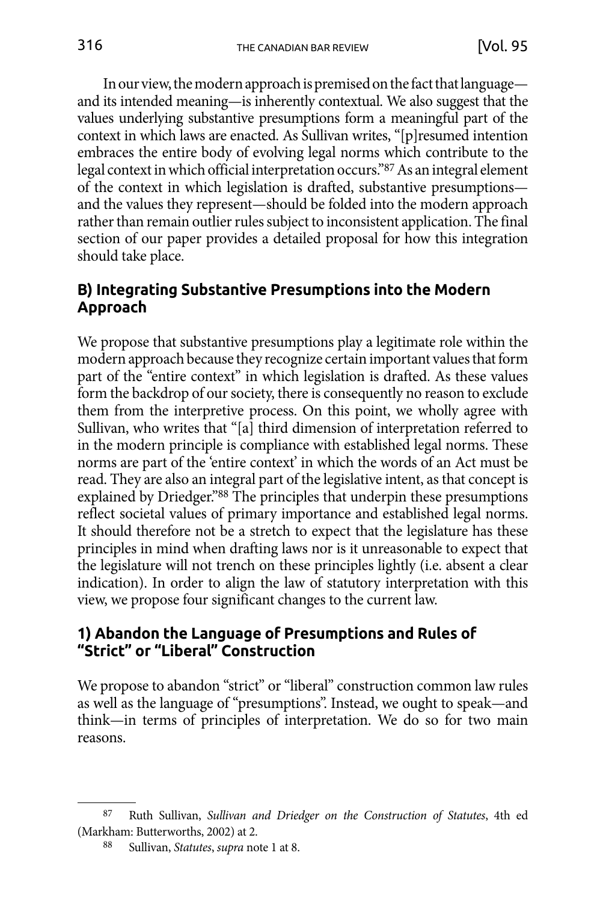In our view, the modern approach is premised on the fact that language—and its intended meaning—is inherently contextual. We also suggest that the values underlying substantive presumptions form a meaningful part of the context in which laws are enacted. As Sullivan writes, "[p]resumed intention embraces the entire body of evolving legal norms which contribute to the legal context in which official interpretation occurs."[87] As an integral element of the context in which legislation is drafted, substantive presumptions—and the values they represent—should be folded into the modern approach rather than remain outlier rules subject to inconsistent application. The final section of our paper provides a detailed proposal for how this integration should take place.

## B) Integrating Substantive Presumptions into the Modern Approach

We propose that substantive presumptions play a legitimate role within the modern approach because they recognize certain important values that form part of the "entire context" in which legislation is drafted. As these values form the backdrop of our society, there is consequently no reason to exclude them from the interpretive process. On this point, we wholly agree with Sullivan, who writes that "[a] third dimension of interpretation referred to in the modern principle is compliance with established legal norms. These norms are part of the 'entire context' in which the words of an Act must be read. They are also an integral part of the legislative intent, as that concept is explained by Driedger."[88] The principles that underpin these presumptions reflect societal values of primary importance and established legal norms. It should therefore not be a stretch to expect that the legislature has these principles in mind when drafting laws nor is it unreasonable to expect that the legislature will not trench on these principles lightly (i.e. absent a clear indication). In order to align the law of statutory interpretation with this view, we propose four significant changes to the current law.

### 1) Abandon the Language of Presumptions and Rules of "Strict" or "Liberal" Construction

We propose to abandon "strict" or "liberal" construction common law rules as well as the language of "presumptions". Instead, we ought to speak—and think—in terms of principles of interpretation. We do so for two main reasons.

---

[87] Ruth Sullivan, *Sullivan and Driedger on the Construction of Statutes*, 4th ed (Markham: Butterworths, 2002) at 2.

[88] Sullivan, *Statutes*, *supra* note 1 at 8.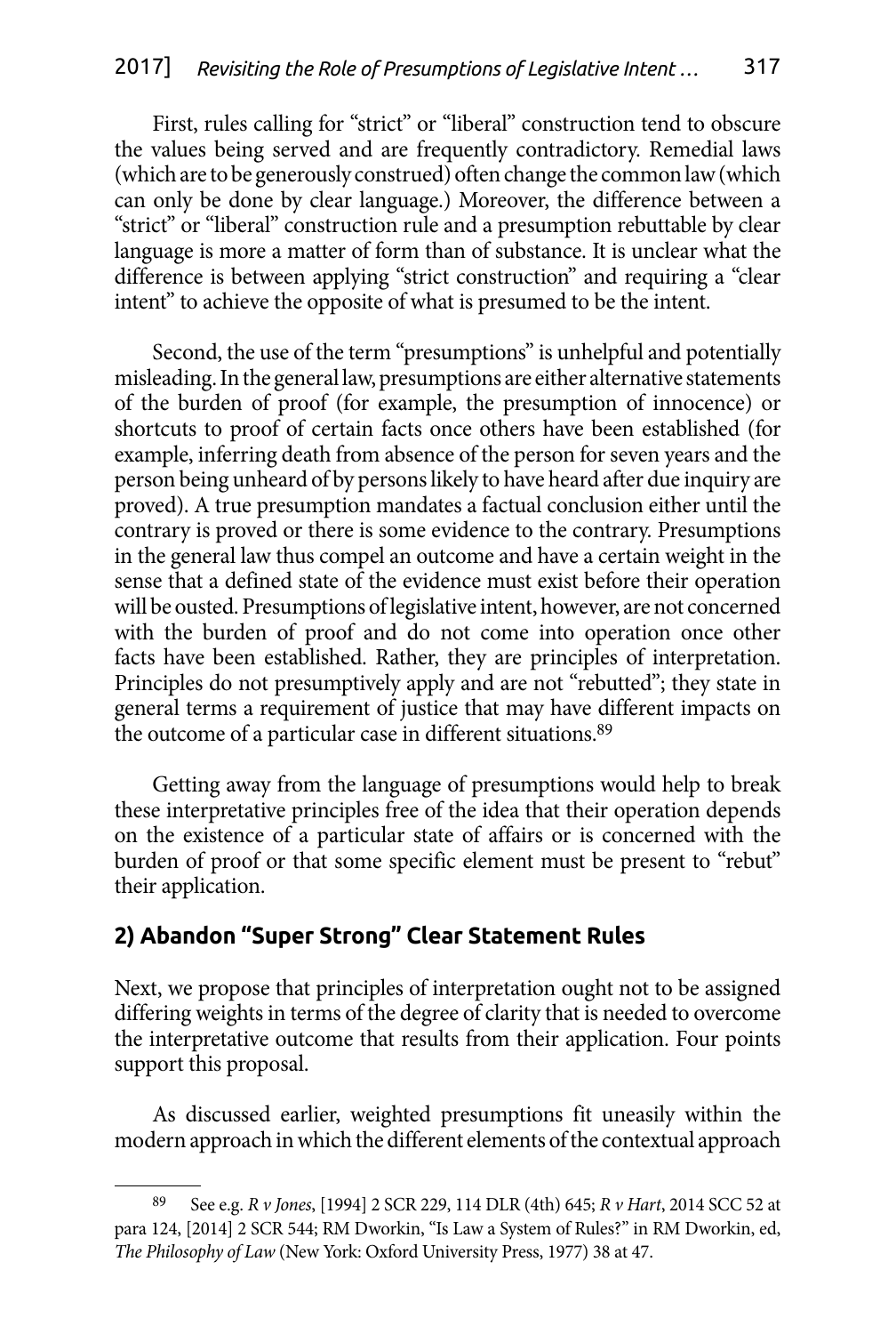First, rules calling for "strict" or "liberal" construction tend to obscure the values being served and are frequently contradictory. Remedial laws (which are to be generously construed) often change the common law (which can only be done by clear language.) Moreover, the difference between a "strict" or "liberal" construction rule and a presumption rebuttable by clear language is more a matter of form than of substance. It is unclear what the difference is between applying "strict construction" and requiring a "clear intent" to achieve the opposite of what is presumed to be the intent.

Second, the use of the term "presumptions" is unhelpful and potentially misleading. In the general law, presumptions are either alternative statements of the burden of proof (for example, the presumption of innocence) or shortcuts to proof of certain facts once others have been established (for example, inferring death from absence of the person for seven years and the person being unheard of by persons likely to have heard after due inquiry are proved). A true presumption mandates a factual conclusion either until the contrary is proved or there is some evidence to the contrary. Presumptions in the general law thus compel an outcome and have a certain weight in the sense that a defined state of the evidence must exist before their operation will be ousted. Presumptions of legislative intent, however, are not concerned with the burden of proof and do not come into operation once other facts have been established. Rather, they are principles of interpretation. Principles do not presumptively apply and are not "rebutted"; they state in general terms a requirement of justice that may have different impacts on the outcome of a particular case in different situations.[89]

Getting away from the language of presumptions would help to break these interpretative principles free of the idea that their operation depends on the existence of a particular state of affairs or is concerned with the burden of proof or that some specific element must be present to "rebut" their application.

## 2) Abandon "Super Strong" Clear Statement Rules

Next, we propose that principles of interpretation ought not to be assigned differing weights in terms of the degree of clarity that is needed to overcome the interpretative outcome that results from their application. Four points support this proposal.

As discussed earlier, weighted presumptions fit uneasily within the modern approach in which the different elements of the contextual approach

---

[89] See e.g. *R v Jones*, [1994] 2 SCR 229, 114 DLR (4th) 645; *R v Hart*, 2014 SCC 52 at para 124, [2014] 2 SCR 544; RM Dworkin, "Is Law a System of Rules?" in RM Dworkin, ed, *The Philosophy of Law* (New York: Oxford University Press, 1977) 38 at 47.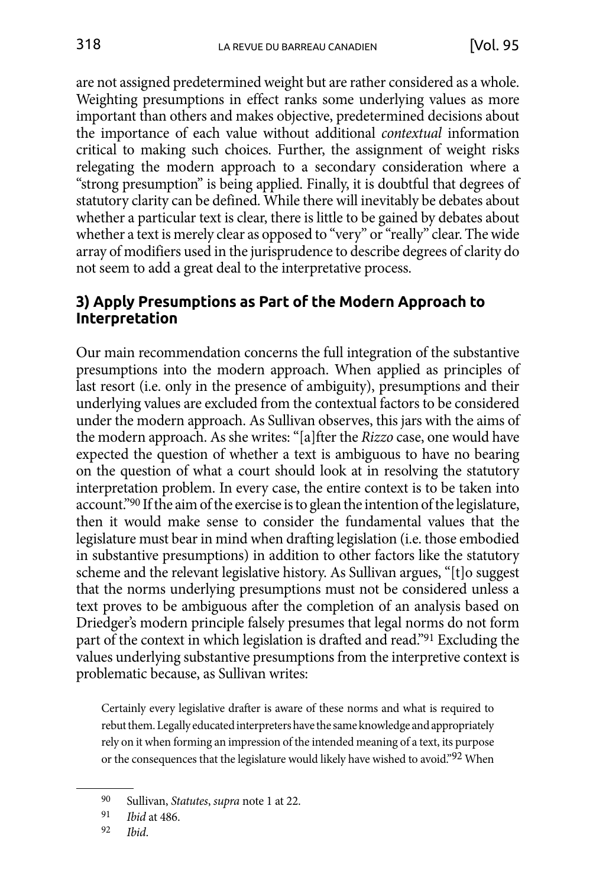are not assigned predetermined weight but are rather considered as a whole. Weighting presumptions in effect ranks some underlying values as more important than others and makes objective, predetermined decisions about the importance of each value without additional *contextual* information critical to making such choices. Further, the assignment of weight risks relegating the modern approach to a secondary consideration where a "strong presumption" is being applied. Finally, it is doubtful that degrees of statutory clarity can be defined. While there will inevitably be debates about whether a particular text is clear, there is little to be gained by debates about whether a text is merely clear as opposed to "very" or "really" clear. The wide array of modifiers used in the jurisprudence to describe degrees of clarity do not seem to add a great deal to the interpretative process.

### 3) Apply Presumptions as Part of the Modern Approach to Interpretation

Our main recommendation concerns the full integration of the substantive presumptions into the modern approach. When applied as principles of last resort (i.e. only in the presence of ambiguity), presumptions and their underlying values are excluded from the contextual factors to be considered under the modern approach. As Sullivan observes, this jars with the aims of the modern approach. As she writes: "[a]fter the *Rizzo* case, one would have expected the question of whether a text is ambiguous to have no bearing on the question of what a court should look at in resolving the statutory interpretation problem. In every case, the entire context is to be taken into account."[90] If the aim of the exercise is to glean the intention of the legislature, then it would make sense to consider the fundamental values that the legislature must bear in mind when drafting legislation (i.e. those embodied in substantive presumptions) in addition to other factors like the statutory scheme and the relevant legislative history. As Sullivan argues, "[t]o suggest that the norms underlying presumptions must not be considered unless a text proves to be ambiguous after the completion of an analysis based on Driedger's modern principle falsely presumes that legal norms do not form part of the context in which legislation is drafted and read."[91] Excluding the values underlying substantive presumptions from the interpretive context is problematic because, as Sullivan writes:

> Certainly every legislative drafter is aware of these norms and what is required to rebut them. Legally educated interpreters have the same knowledge and appropriately rely on it when forming an impression of the intended meaning of a text, its purpose or the consequences that the legislature would likely have wished to avoid."[92] When

---

[90] Sullivan, *Statutes*, *supra* note 1 at 22.

[91] *Ibid* at 486.

[92] *Ibid*.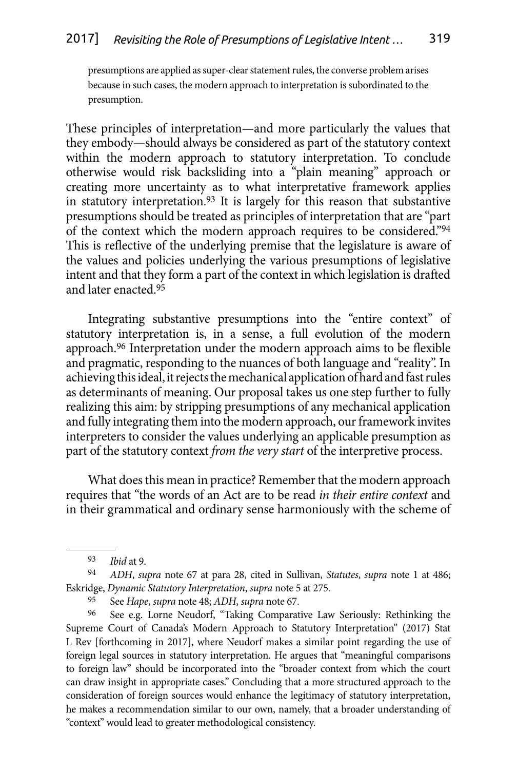presumptions are applied as super-clear statement rules, the converse problem arises because in such cases, the modern approach to interpretation is subordinated to the presumption.

These principles of interpretation—and more particularly the values that they embody—should always be considered as part of the statutory context within the modern approach to statutory interpretation. To conclude otherwise would risk backsliding into a "plain meaning" approach or creating more uncertainty as to what interpretative framework applies in statutory interpretation.[93] It is largely for this reason that substantive presumptions should be treated as principles of interpretation that are "part of the context which the modern approach requires to be considered."[94] This is reflective of the underlying premise that the legislature is aware of the values and policies underlying the various presumptions of legislative intent and that they form a part of the context in which legislation is drafted and later enacted.[95]

Integrating substantive presumptions into the "entire context" of statutory interpretation is, in a sense, a full evolution of the modern approach.[96] Interpretation under the modern approach aims to be flexible and pragmatic, responding to the nuances of both language and "reality". In achieving this ideal, it rejects the mechanical application of hard and fast rules as determinants of meaning. Our proposal takes us one step further to fully realizing this aim: by stripping presumptions of any mechanical application and fully integrating them into the modern approach, our framework invites interpreters to consider the values underlying an applicable presumption as part of the statutory context *from the very start* of the interpretive process.

What does this mean in practice? Remember that the modern approach requires that "the words of an Act are to be read *in their entire context* and in their grammatical and ordinary sense harmoniously with the scheme of

---

93 *Ibid* at 9.

94 *ADH*, *supra* note 67 at para 28, cited in Sullivan, *Statutes*, *supra* note 1 at 486; Eskridge, *Dynamic Statutory Interpretation*, *supra* note 5 at 275.

95 See *Hape*, *supra* note 48; *ADH*, *supra* note 67.

96 See e.g. Lorne Neudorf, "Taking Comparative Law Seriously: Rethinking the Supreme Court of Canada's Modern Approach to Statutory Interpretation" (2017) Stat L Rev [forthcoming in 2017], where Neudorf makes a similar point regarding the use of foreign legal sources in statutory interpretation. He argues that "meaningful comparisons to foreign law" should be incorporated into the "broader context from which the court can draw insight in appropriate cases." Concluding that a more structured approach to the consideration of foreign sources would enhance the legitimacy of statutory interpretation, he makes a recommendation similar to our own, namely, that a broader understanding of "context" would lead to greater methodological consistency.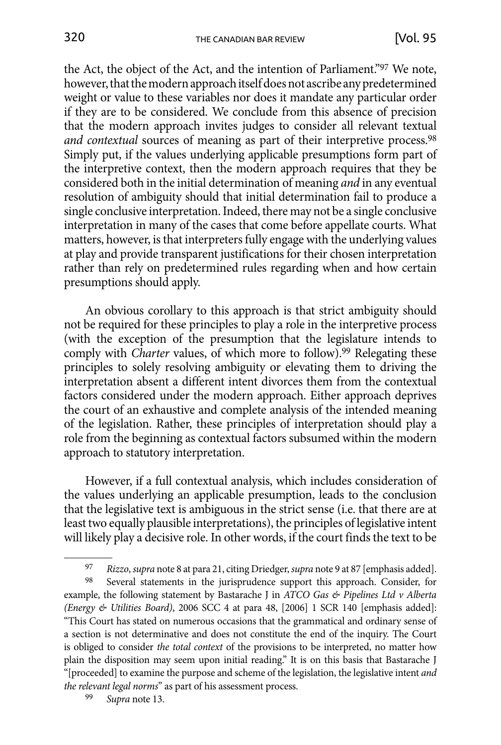the Act, the object of the Act, and the intention of Parliament."[97] We note, however, that the modern approach itself does not ascribe any predetermined weight or value to these variables nor does it mandate any particular order if they are to be considered. We conclude from this absence of precision that the modern approach invites judges to consider all relevant textual *and contextual* sources of meaning as part of their interpretive process.[98] Simply put, if the values underlying applicable presumptions form part of the interpretive context, then the modern approach requires that they be considered both in the initial determination of meaning *and* in any eventual resolution of ambiguity should that initial determination fail to produce a single conclusive interpretation. Indeed, there may not be a single conclusive interpretation in many of the cases that come before appellate courts. What matters, however, is that interpreters fully engage with the underlying values at play and provide transparent justifications for their chosen interpretation rather than rely on predetermined rules regarding when and how certain presumptions should apply.

An obvious corollary to this approach is that strict ambiguity should not be required for these principles to play a role in the interpretive process (with the exception of the presumption that the legislature intends to comply with *Charter* values, of which more to follow).[99] Relegating these principles to solely resolving ambiguity or elevating them to driving the interpretation absent a different intent divorces them from the contextual factors considered under the modern approach. Either approach deprives the court of an exhaustive and complete analysis of the intended meaning of the legislation. Rather, these principles of interpretation should play a role from the beginning as contextual factors subsumed within the modern approach to statutory interpretation.

However, if a full contextual analysis, which includes consideration of the values underlying an applicable presumption, leads to the conclusion that the legislative text is ambiguous in the strict sense (i.e. that there are at least two equally plausible interpretations), the principles of legislative intent will likely play a decisive role. In other words, if the court finds the text to be

---

[97] *Rizzo*, *supra* note 8 at para 21, citing Driedger, *supra* note 9 at 87 [emphasis added].

[98] Several statements in the jurisprudence support this approach. Consider, for example, the following statement by Bastarache J in *ATCO Gas & Pipelines Ltd v Alberta (Energy & Utilities Board)*, 2006 SCC 4 at para 48, [2006] 1 SCR 140 [emphasis added]: "This Court has stated on numerous occasions that the grammatical and ordinary sense of a section is not determinative and does not constitute the end of the inquiry. The Court is obliged to consider *the total context* of the provisions to be interpreted, no matter how plain the disposition may seem upon initial reading." It is on this basis that Bastarache J "[proceeded] to examine the purpose and scheme of the legislation, the legislative intent *and the relevant legal norms*" as part of his assessment process.

[99] *Supra* note 13.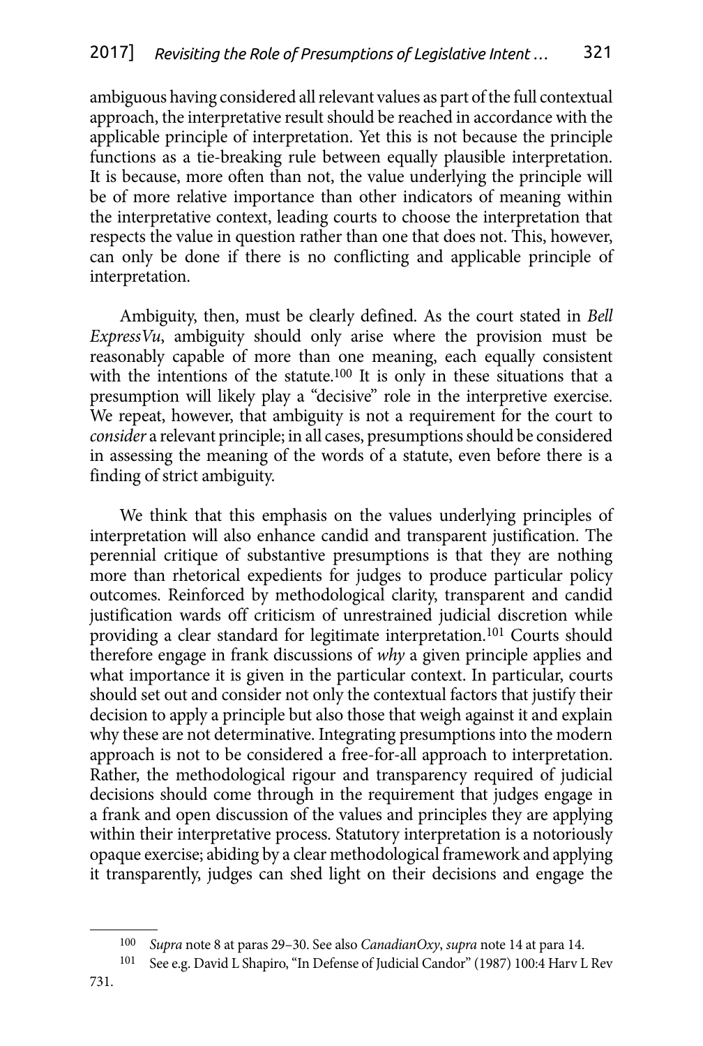ambiguous having considered all relevant values as part of the full contextual approach, the interpretative result should be reached in accordance with the applicable principle of interpretation. Yet this is not because the principle functions as a tie-breaking rule between equally plausible interpretation. It is because, more often than not, the value underlying the principle will be of more relative importance than other indicators of meaning within the interpretative context, leading courts to choose the interpretation that respects the value in question rather than one that does not. This, however, can only be done if there is no conflicting and applicable principle of interpretation.

Ambiguity, then, must be clearly defined. As the court stated in *Bell ExpressVu*, ambiguity should only arise where the provision must be reasonably capable of more than one meaning, each equally consistent with the intentions of the statute.[100] It is only in these situations that a presumption will likely play a "decisive" role in the interpretive exercise. We repeat, however, that ambiguity is not a requirement for the court to *consider* a relevant principle; in all cases, presumptions should be considered in assessing the meaning of the words of a statute, even before there is a finding of strict ambiguity.

We think that this emphasis on the values underlying principles of interpretation will also enhance candid and transparent justification. The perennial critique of substantive presumptions is that they are nothing more than rhetorical expedients for judges to produce particular policy outcomes. Reinforced by methodological clarity, transparent and candid justification wards off criticism of unrestrained judicial discretion while providing a clear standard for legitimate interpretation.[101] Courts should therefore engage in frank discussions of *why* a given principle applies and what importance it is given in the particular context. In particular, courts should set out and consider not only the contextual factors that justify their decision to apply a principle but also those that weigh against it and explain why these are not determinative. Integrating presumptions into the modern approach is not to be considered a free-for-all approach to interpretation. Rather, the methodological rigour and transparency required of judicial decisions should come through in the requirement that judges engage in a frank and open discussion of the values and principles they are applying within their interpretative process. Statutory interpretation is a notoriously opaque exercise; abiding by a clear methodological framework and applying it transparently, judges can shed light on their decisions and engage the

---

[100] *Supra* note 8 at paras 29–30. See also *CanadianOxy*, *supra* note 14 at para 14.

[101] See e.g. David L Shapiro, "In Defense of Judicial Candor" (1987) 100:4 Harv L Rev 731.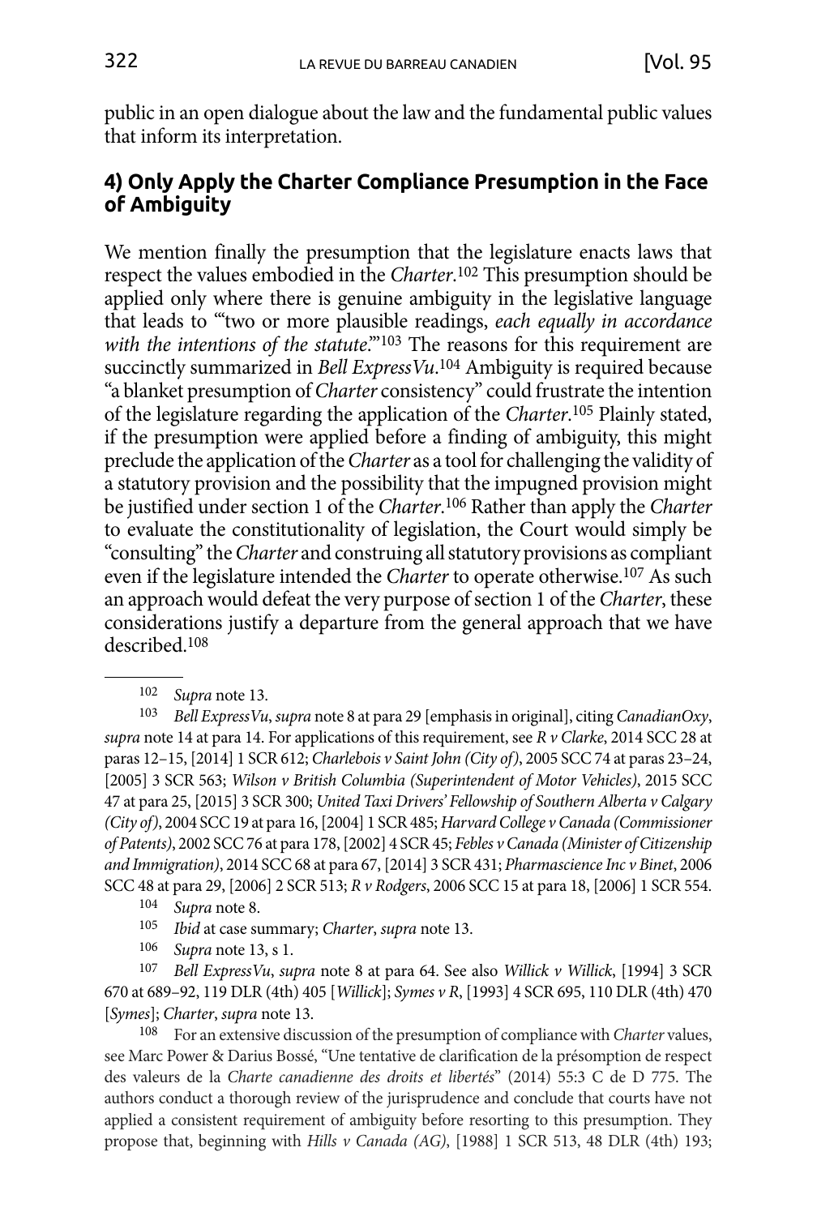public in an open dialogue about the law and the fundamental public values that inform its interpretation.

### 4) Only Apply the Charter Compliance Presumption in the Face of Ambiguity

We mention finally the presumption that the legislature enacts laws that respect the values embodied in the *Charter*.[102] This presumption should be applied only where there is genuine ambiguity in the legislative language that leads to "'two or more plausible readings, *each equally in accordance with the intentions of the statute*.'"[103] The reasons for this requirement are succinctly summarized in *Bell ExpressVu*.[104] Ambiguity is required because "a blanket presumption of *Charter* consistency" could frustrate the intention of the legislature regarding the application of the *Charter*.[105] Plainly stated, if the presumption were applied before a finding of ambiguity, this might preclude the application of the *Charter* as a tool for challenging the validity of a statutory provision and the possibility that the impugned provision might be justified under section 1 of the *Charter*.[106] Rather than apply the *Charter* to evaluate the constitutionality of legislation, the Court would simply be "consulting" the *Charter* and construing all statutory provisions as compliant even if the legislature intended the *Charter* to operate otherwise.[107] As such an approach would defeat the very purpose of section 1 of the *Charter*, these considerations justify a departure from the general approach that we have described.[108]

---

[102] *Supra* note 13.

[103] *Bell ExpressVu*, *supra* note 8 at para 29 [emphasis in original], citing *CanadianOxy*, *supra* note 14 at para 14. For applications of this requirement, see *R v Clarke*, 2014 SCC 28 at paras 12–15, [2014] 1 SCR 612; *Charlebois v Saint John (City of)*, 2005 SCC 74 at paras 23–24, [2005] 3 SCR 563; *Wilson v British Columbia (Superintendent of Motor Vehicles)*, 2015 SCC 47 at para 25, [2015] 3 SCR 300; *United Taxi Drivers' Fellowship of Southern Alberta v Calgary (City of)*, 2004 SCC 19 at para 16, [2004] 1 SCR 485; *Harvard College v Canada (Commissioner of Patents)*, 2002 SCC 76 at para 178, [2002] 4 SCR 45; *Febles v Canada (Minister of Citizenship and Immigration)*, 2014 SCC 68 at para 67, [2014] 3 SCR 431; *Pharmascience Inc v Binet*, 2006 SCC 48 at para 29, [2006] 2 SCR 513; *R v Rodgers*, 2006 SCC 15 at para 18, [2006] 1 SCR 554.

[104] *Supra* note 8.

[105] *Ibid* at case summary; *Charter*, *supra* note 13.

[106] *Supra* note 13, s 1.

[107] *Bell ExpressVu*, *supra* note 8 at para 64. See also *Willick v Willick*, [1994] 3 SCR 670 at 689–92, 119 DLR (4th) 405 [*Willick*]; *Symes v R*, [1993] 4 SCR 695, 110 DLR (4th) 470 [*Symes*]; *Charter*, *supra* note 13.

[108] For an extensive discussion of the presumption of compliance with *Charter* values, see Marc Power & Darius Bossé, "Une tentative de clarification de la présomption de respect des valeurs de la *Charte canadienne des droits et libertés*" (2014) 55:3 C de D 775. The authors conduct a thorough review of the jurisprudence and conclude that courts have not applied a consistent requirement of ambiguity before resorting to this presumption. They propose that, beginning with *Hills v Canada (AG)*, [1988] 1 SCR 513, 48 DLR (4th) 193;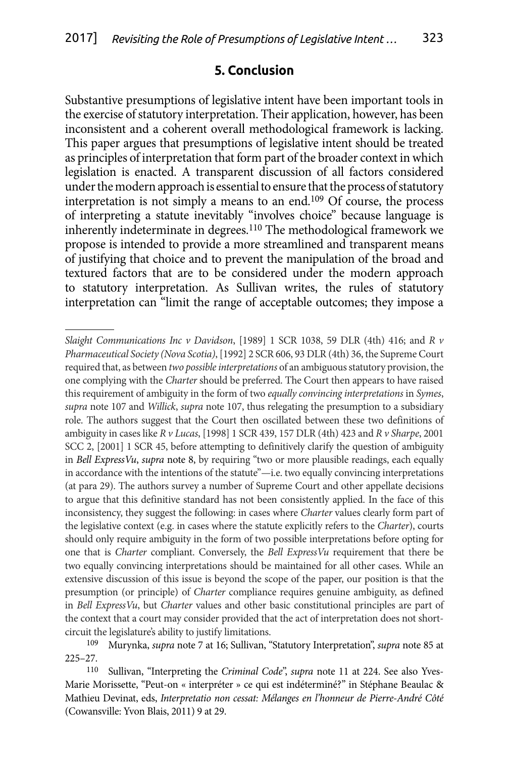## 5. Conclusion

Substantive presumptions of legislative intent have been important tools in the exercise of statutory interpretation. Their application, however, has been inconsistent and a coherent overall methodological framework is lacking. This paper argues that presumptions of legislative intent should be treated as principles of interpretation that form part of the broader context in which legislation is enacted. A transparent discussion of all factors considered under the modern approach is essential to ensure that the process of statutory interpretation is not simply a means to an end.[109] Of course, the process of interpreting a statute inevitably "involves choice" because language is inherently indeterminate in degrees.[110] The methodological framework we propose is intended to provide a more streamlined and transparent means of justifying that choice and to prevent the manipulation of the broad and textured factors that are to be considered under the modern approach to statutory interpretation. As Sullivan writes, the rules of statutory interpretation can "limit the range of acceptable outcomes; they impose a

---

*Slaight Communications Inc v Davidson*, [1989] 1 SCR 1038, 59 DLR (4th) 416; and *R v Pharmaceutical Society (Nova Scotia)*, [1992] 2 SCR 606, 93 DLR (4th) 36, the Supreme Court required that, as between *two possible interpretations* of an ambiguous statutory provision, the one complying with the *Charter* should be preferred. The Court then appears to have raised this requirement of ambiguity in the form of two *equally convincing interpretations* in *Symes*, *supra* note 107 and *Willick*, *supra* note 107, thus relegating the presumption to a subsidiary role. The authors suggest that the Court then oscillated between these two definitions of ambiguity in cases like *R v Lucas*, [1998] 1 SCR 439, 157 DLR (4th) 423 and *R v Sharpe*, 2001 SCC 2, [2001] 1 SCR 45, before attempting to definitively clarify the question of ambiguity in *Bell ExpressVu*, *supra* note 8, by requiring "two or more plausible readings, each equally in accordance with the intentions of the statute"—i.e. two equally convincing interpretations (at para 29). The authors survey a number of Supreme Court and other appellate decisions to argue that this definitive standard has not been consistently applied. In the face of this inconsistency, they suggest the following: in cases where *Charter* values clearly form part of the legislative context (e.g. in cases where the statute explicitly refers to the *Charter*), courts should only require ambiguity in the form of two possible interpretations before opting for one that is *Charter* compliant. Conversely, the *Bell ExpressVu* requirement that there be two equally convincing interpretations should be maintained for all other cases. While an extensive discussion of this issue is beyond the scope of the paper, our position is that the presumption (or principle) of *Charter* compliance requires genuine ambiguity, as defined in *Bell ExpressVu*, but *Charter* values and other basic constitutional principles are part of the context that a court may consider provided that the act of interpretation does not short-circuit the legislature's ability to justify limitations.

[109] Murynka, *supra* note 7 at 16; Sullivan, "Statutory Interpretation", *supra* note 85 at 225–27.

[110] Sullivan, "Interpreting the *Criminal Code*", *supra* note 11 at 224. See also Yves-Marie Morissette, "Peut-on « interpréter » ce qui est indéterminé?" in Stéphane Beaulac & Mathieu Devinat, eds, *Interpretatio non cessat: Mélanges en l'honneur de Pierre-André Côté* (Cowansville: Yvon Blais, 2011) 9 at 29.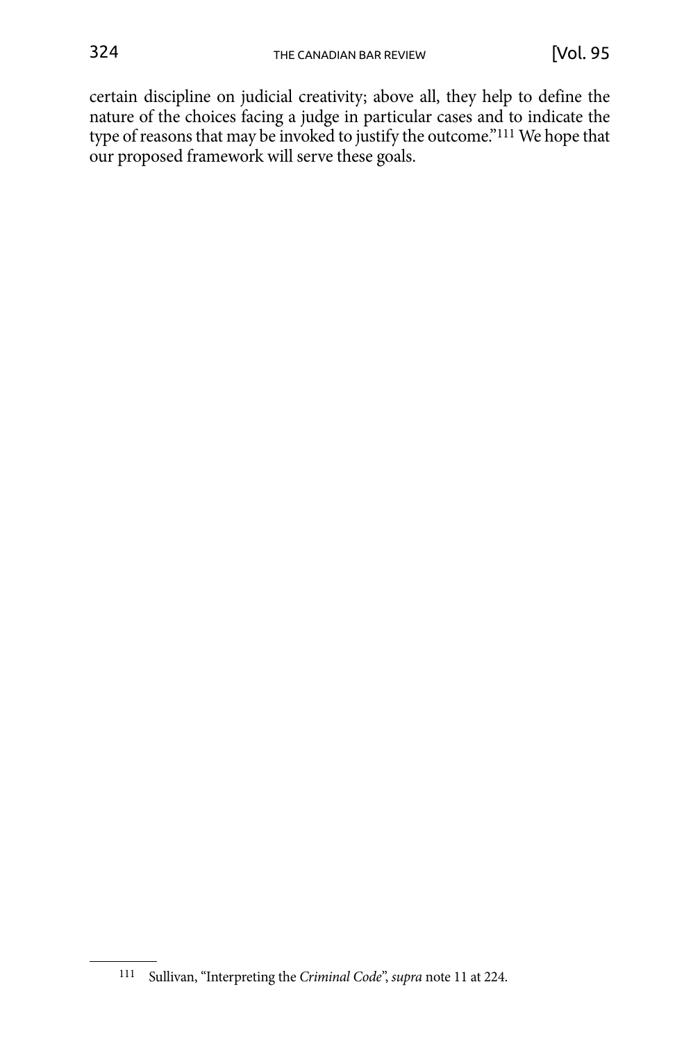certain discipline on judicial creativity; above all, they help to define the nature of the choices facing a judge in particular cases and to indicate the type of reasons that may be invoked to justify the outcome."[111] We hope that our proposed framework will serve these goals.

---

[111] Sullivan, "Interpreting the *Criminal Code*", *supra* note 11 at 224.